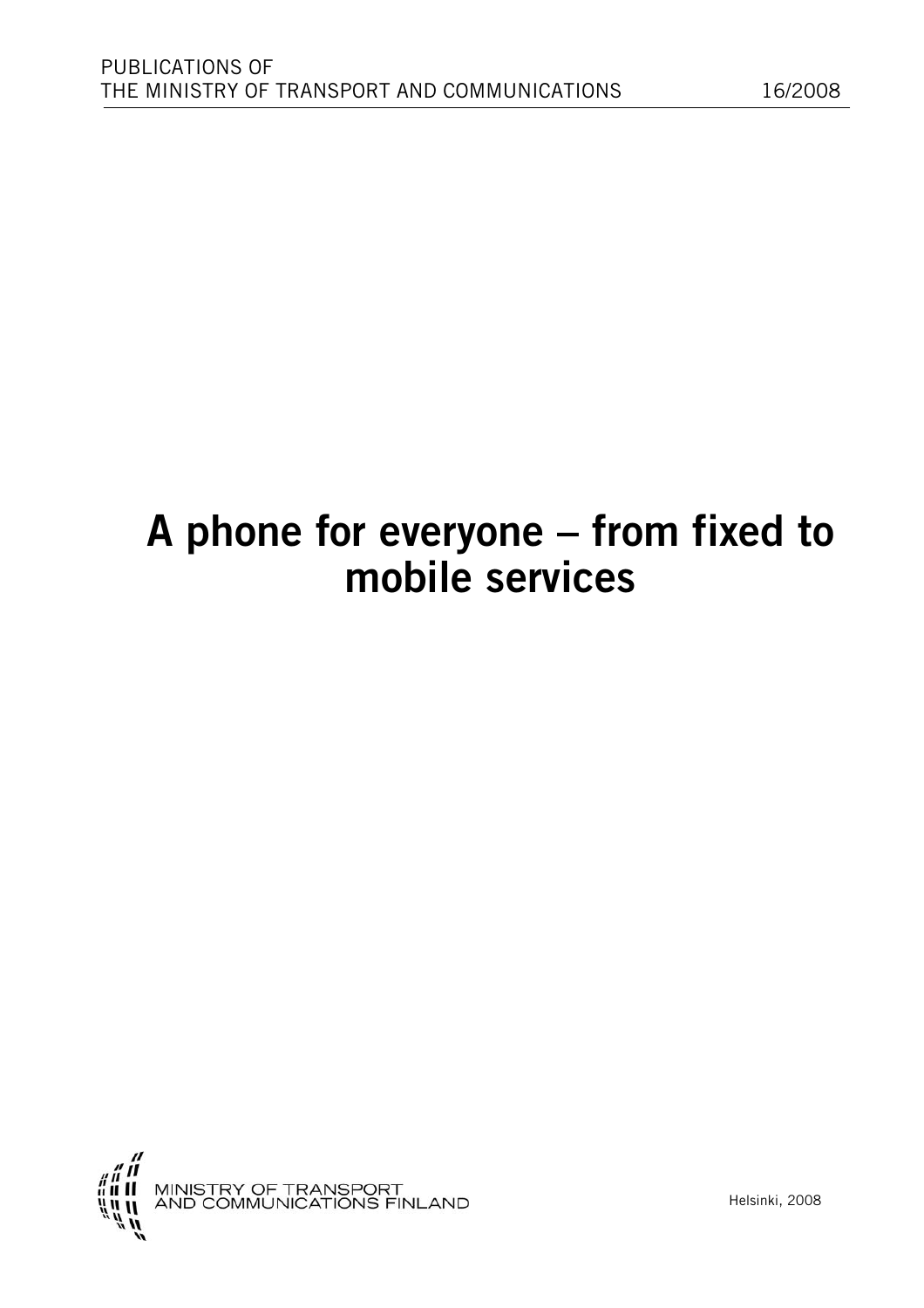PUBLICATIONS OF
THE MINISTRY OF TRANSPORT AND COMMUNICATIONS 16/2008

# A phone for everyone – from fixed to mobile services

MINISTRY OF TRANSPORT AND COMMUNICATIONS FINLAND

Helsinki, 2008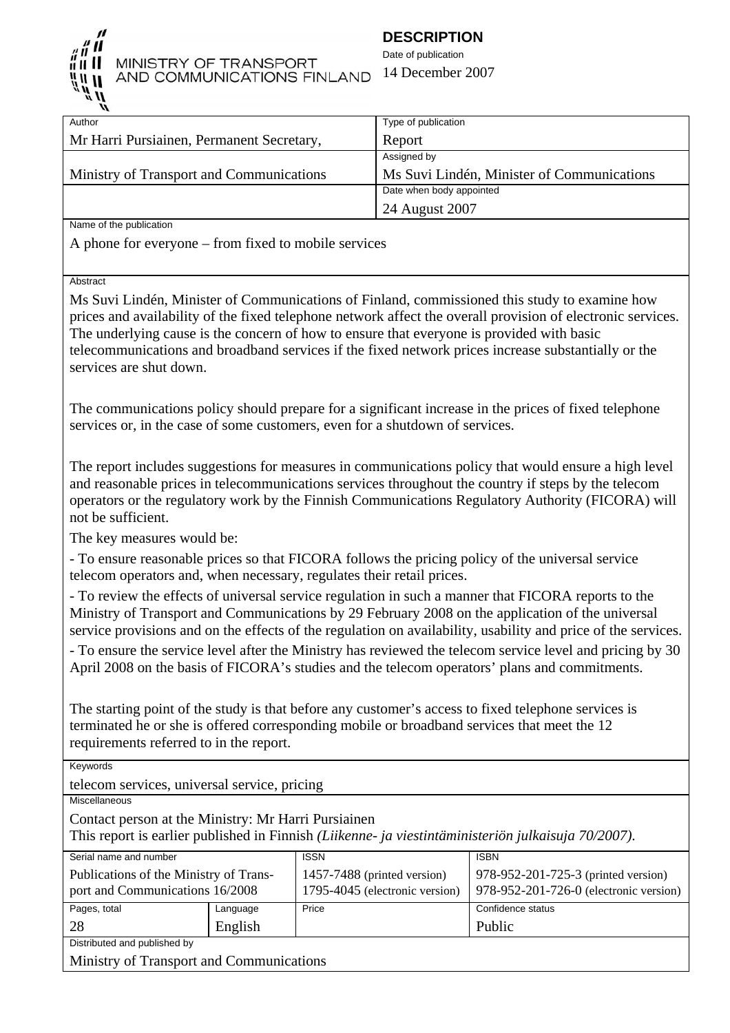MINISTRY OF TRANSPORT AND COMMUNICATIONS FINLAND

**DESCRIPTION**

Date of publication

14 December 2007

| Author | Type of publication |
|---|---|
| Mr Harri Pursiainen, Permanent Secretary, | Report |
| | Assigned by |
| Ministry of Transport and Communications | Ms Suvi Lindén, Minister of Communications |
| | Date when body appointed |
| | 24 August 2007 |

Name of the publication

A phone for everyone – from fixed to mobile services

Abstract

Ms Suvi Lindén, Minister of Communications of Finland, commissioned this study to examine how prices and availability of the fixed telephone network affect the overall provision of electronic services. The underlying cause is the concern of how to ensure that everyone is provided with basic telecommunications and broadband services if the fixed network prices increase substantially or the services are shut down.

The communications policy should prepare for a significant increase in the prices of fixed telephone services or, in the case of some customers, even for a shutdown of services.

The report includes suggestions for measures in communications policy that would ensure a high level and reasonable prices in telecommunications services throughout the country if steps by the telecom operators or the regulatory work by the Finnish Communications Regulatory Authority (FICORA) will not be sufficient.

The key measures would be:

- To ensure reasonable prices so that FICORA follows the pricing policy of the universal service telecom operators and, when necessary, regulates their retail prices.
- To review the effects of universal service regulation in such a manner that FICORA reports to the Ministry of Transport and Communications by 29 February 2008 on the application of the universal service provisions and on the effects of the regulation on availability, usability and price of the services.
- To ensure the service level after the Ministry has reviewed the telecom service level and pricing by 30 April 2008 on the basis of FICORA's studies and the telecom operators' plans and commitments.

The starting point of the study is that before any customer's access to fixed telephone services is terminated he or she is offered corresponding mobile or broadband services that meet the 12 requirements referred to in the report.

Keywords

telecom services, universal service, pricing

Miscellaneous

Contact person at the Ministry: Mr Harri Pursiainen

This report is earlier published in Finnish *(Liikenne- ja viestintäministeriön julkaisuja 70/2007)*.

| Serial name and number | | ISSN | ISBN |
|---|---|---|---|
| Publications of the Ministry of Transport and Communications 16/2008 | | 1457-7488 (printed version) 1795-4045 (electronic version) | 978-952-201-725-3 (printed version) 978-952-201-726-0 (electronic version) |
| Pages, total | Language | Price | Confidence status |
| 28 | English | | Public |

Distributed and published by

Ministry of Transport and Communications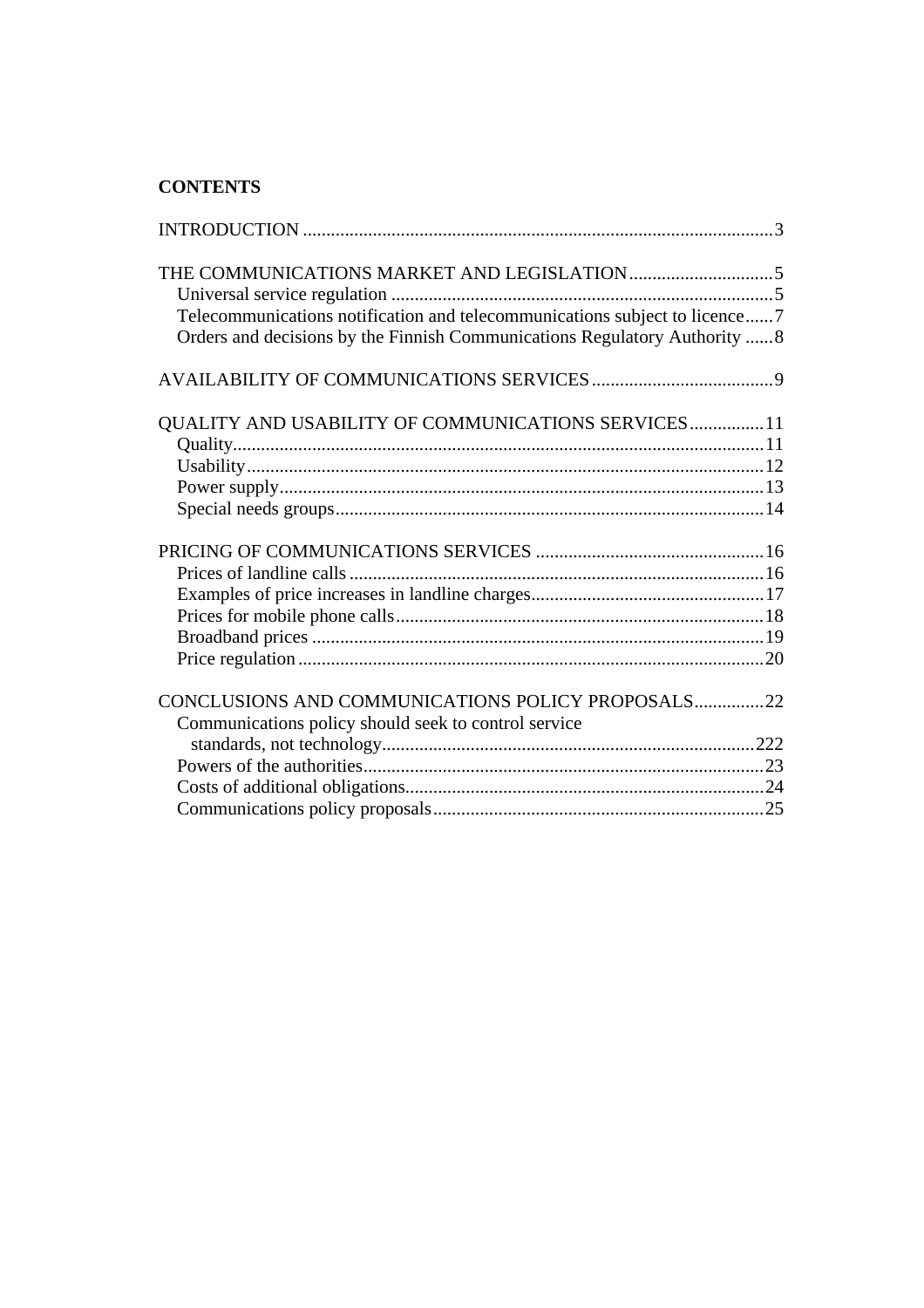**CONTENTS**

INTRODUCTION ....................................................................................................3

THE COMMUNICATIONS MARKET AND LEGISLATION...............................5
- Universal service regulation .................................................................................5
- Telecommunications notification and telecommunications subject to licence......7
- Orders and decisions by the Finnish Communications Regulatory Authority ......8

AVAILABILITY OF COMMUNICATIONS SERVICES.......................................9

QUALITY AND USABILITY OF COMMUNICATIONS SERVICES................11
- Quality.................................................................................................................11
- Usability..............................................................................................................12
- Power supply.......................................................................................................13
- Special needs groups............................................................................................14

PRICING OF COMMUNICATIONS SERVICES .................................................16
- Prices of landline calls .........................................................................................16
- Examples of price increases in landline charges..................................................17
- Prices for mobile phone calls...............................................................................18
- Broadband prices .................................................................................................19
- Price regulation ...................................................................................................20

CONCLUSIONS AND COMMUNICATIONS POLICY PROPOSALS...............22
- Communications policy should seek to control service standards, not technology................................................................................222
- Powers of the authorities......................................................................................23
- Costs of additional obligations.............................................................................24
- Communications policy proposals.......................................................................25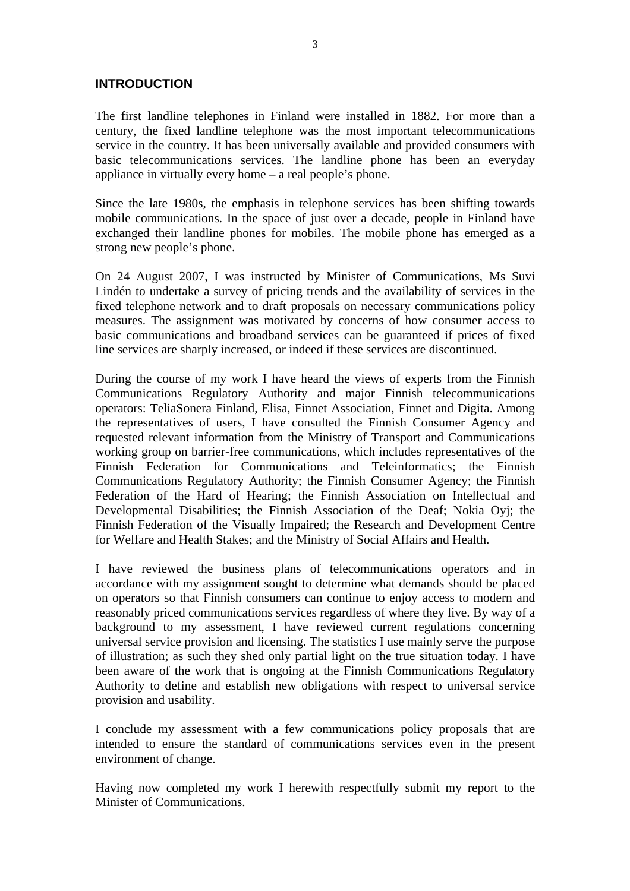## INTRODUCTION

The first landline telephones in Finland were installed in 1882. For more than a century, the fixed landline telephone was the most important telecommunications service in the country. It has been universally available and provided consumers with basic telecommunications services. The landline phone has been an everyday appliance in virtually every home – a real people's phone.

Since the late 1980s, the emphasis in telephone services has been shifting towards mobile communications. In the space of just over a decade, people in Finland have exchanged their landline phones for mobiles. The mobile phone has emerged as a strong new people's phone.

On 24 August 2007, I was instructed by Minister of Communications, Ms Suvi Lindén to undertake a survey of pricing trends and the availability of services in the fixed telephone network and to draft proposals on necessary communications policy measures. The assignment was motivated by concerns of how consumer access to basic communications and broadband services can be guaranteed if prices of fixed line services are sharply increased, or indeed if these services are discontinued.

During the course of my work I have heard the views of experts from the Finnish Communications Regulatory Authority and major Finnish telecommunications operators: TeliaSonera Finland, Elisa, Finnet Association, Finnet and Digita. Among the representatives of users, I have consulted the Finnish Consumer Agency and requested relevant information from the Ministry of Transport and Communications working group on barrier-free communications, which includes representatives of the Finnish Federation for Communications and Teleinformatics; the Finnish Communications Regulatory Authority; the Finnish Consumer Agency; the Finnish Federation of the Hard of Hearing; the Finnish Association on Intellectual and Developmental Disabilities; the Finnish Association of the Deaf; Nokia Oyj; the Finnish Federation of the Visually Impaired; the Research and Development Centre for Welfare and Health Stakes; and the Ministry of Social Affairs and Health.

I have reviewed the business plans of telecommunications operators and in accordance with my assignment sought to determine what demands should be placed on operators so that Finnish consumers can continue to enjoy access to modern and reasonably priced communications services regardless of where they live. By way of a background to my assessment, I have reviewed current regulations concerning universal service provision and licensing. The statistics I use mainly serve the purpose of illustration; as such they shed only partial light on the true situation today. I have been aware of the work that is ongoing at the Finnish Communications Regulatory Authority to define and establish new obligations with respect to universal service provision and usability.

I conclude my assessment with a few communications policy proposals that are intended to ensure the standard of communications services even in the present environment of change.

Having now completed my work I herewith respectfully submit my report to the Minister of Communications.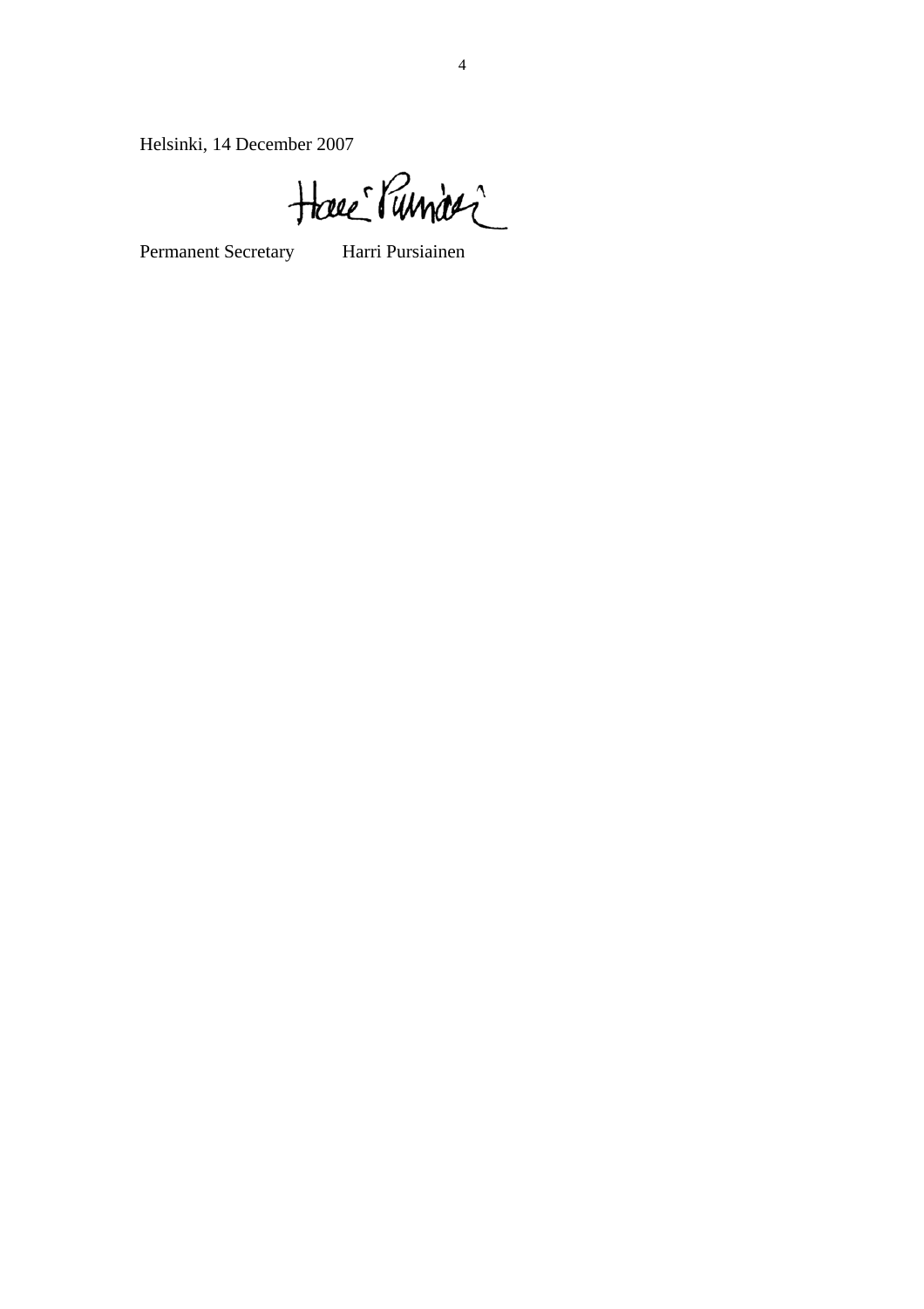Helsinki, 14 December 2007

Permanent Secretary        Harri Pursiainen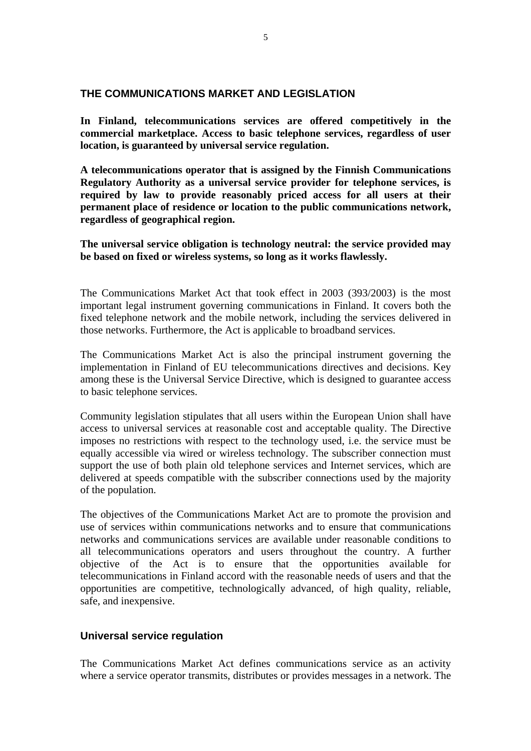## THE COMMUNICATIONS MARKET AND LEGISLATION

**In Finland, telecommunications services are offered competitively in the commercial marketplace. Access to basic telephone services, regardless of user location, is guaranteed by universal service regulation.**

**A telecommunications operator that is assigned by the Finnish Communications Regulatory Authority as a universal service provider for telephone services, is required by law to provide reasonably priced access for all users at their permanent place of residence or location to the public communications network, regardless of geographical region.**

**The universal service obligation is technology neutral: the service provided may be based on fixed or wireless systems, so long as it works flawlessly.**

The Communications Market Act that took effect in 2003 (393/2003) is the most important legal instrument governing communications in Finland. It covers both the fixed telephone network and the mobile network, including the services delivered in those networks. Furthermore, the Act is applicable to broadband services.

The Communications Market Act is also the principal instrument governing the implementation in Finland of EU telecommunications directives and decisions. Key among these is the Universal Service Directive, which is designed to guarantee access to basic telephone services.

Community legislation stipulates that all users within the European Union shall have access to universal services at reasonable cost and acceptable quality. The Directive imposes no restrictions with respect to the technology used, i.e. the service must be equally accessible via wired or wireless technology. The subscriber connection must support the use of both plain old telephone services and Internet services, which are delivered at speeds compatible with the subscriber connections used by the majority of the population.

The objectives of the Communications Market Act are to promote the provision and use of services within communications networks and to ensure that communications networks and communications services are available under reasonable conditions to all telecommunications operators and users throughout the country. A further objective of the Act is to ensure that the opportunities available for telecommunications in Finland accord with the reasonable needs of users and that the opportunities are competitive, technologically advanced, of high quality, reliable, safe, and inexpensive.

### Universal service regulation

The Communications Market Act defines communications service as an activity where a service operator transmits, distributes or provides messages in a network. The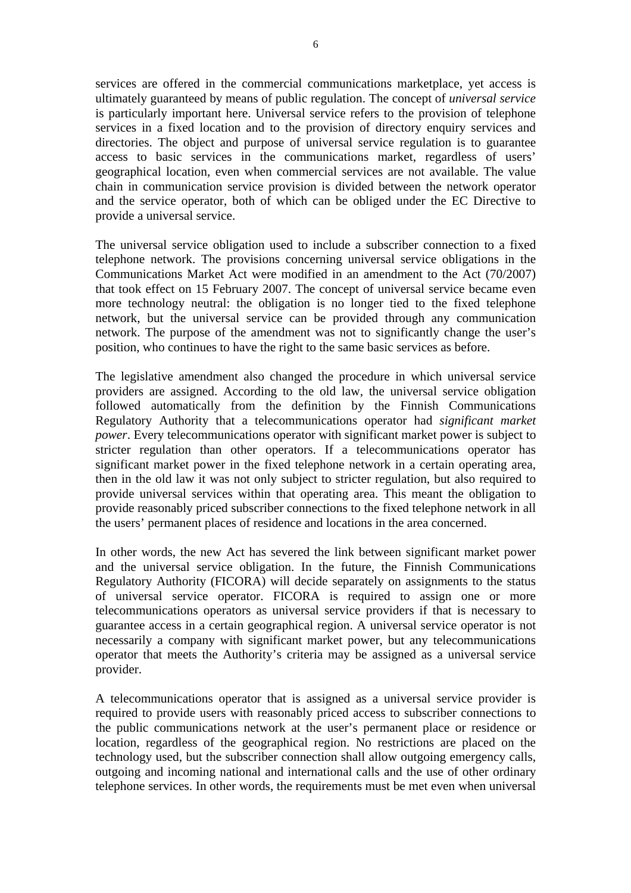services are offered in the commercial communications marketplace, yet access is ultimately guaranteed by means of public regulation. The concept of *universal service* is particularly important here. Universal service refers to the provision of telephone services in a fixed location and to the provision of directory enquiry services and directories. The object and purpose of universal service regulation is to guarantee access to basic services in the communications market, regardless of users' geographical location, even when commercial services are not available. The value chain in communication service provision is divided between the network operator and the service operator, both of which can be obliged under the EC Directive to provide a universal service.

The universal service obligation used to include a subscriber connection to a fixed telephone network. The provisions concerning universal service obligations in the Communications Market Act were modified in an amendment to the Act (70/2007) that took effect on 15 February 2007. The concept of universal service became even more technology neutral: the obligation is no longer tied to the fixed telephone network, but the universal service can be provided through any communication network. The purpose of the amendment was not to significantly change the user's position, who continues to have the right to the same basic services as before.

The legislative amendment also changed the procedure in which universal service providers are assigned. According to the old law, the universal service obligation followed automatically from the definition by the Finnish Communications Regulatory Authority that a telecommunications operator had *significant market power*. Every telecommunications operator with significant market power is subject to stricter regulation than other operators. If a telecommunications operator has significant market power in the fixed telephone network in a certain operating area, then in the old law it was not only subject to stricter regulation, but also required to provide universal services within that operating area. This meant the obligation to provide reasonably priced subscriber connections to the fixed telephone network in all the users' permanent places of residence and locations in the area concerned.

In other words, the new Act has severed the link between significant market power and the universal service obligation. In the future, the Finnish Communications Regulatory Authority (FICORA) will decide separately on assignments to the status of universal service operator. FICORA is required to assign one or more telecommunications operators as universal service providers if that is necessary to guarantee access in a certain geographical region. A universal service operator is not necessarily a company with significant market power, but any telecommunications operator that meets the Authority's criteria may be assigned as a universal service provider.

A telecommunications operator that is assigned as a universal service provider is required to provide users with reasonably priced access to subscriber connections to the public communications network at the user's permanent place or residence or location, regardless of the geographical region. No restrictions are placed on the technology used, but the subscriber connection shall allow outgoing emergency calls, outgoing and incoming national and international calls and the use of other ordinary telephone services. In other words, the requirements must be met even when universal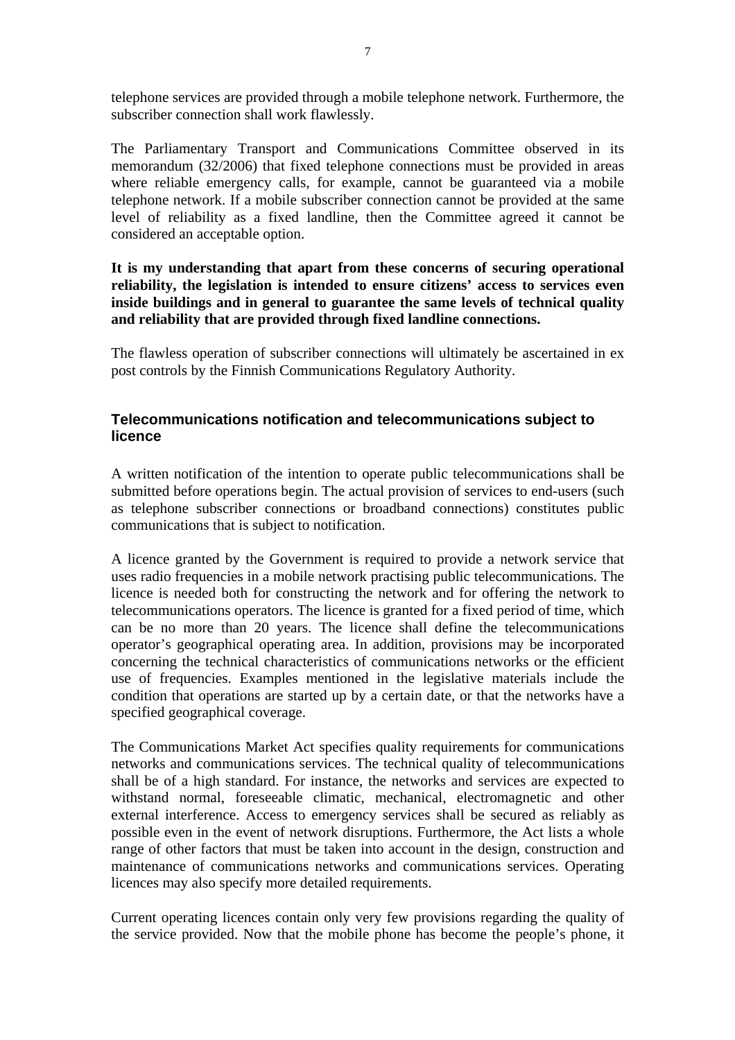telephone services are provided through a mobile telephone network. Furthermore, the subscriber connection shall work flawlessly.

The Parliamentary Transport and Communications Committee observed in its memorandum (32/2006) that fixed telephone connections must be provided in areas where reliable emergency calls, for example, cannot be guaranteed via a mobile telephone network. If a mobile subscriber connection cannot be provided at the same level of reliability as a fixed landline, then the Committee agreed it cannot be considered an acceptable option.

**It is my understanding that apart from these concerns of securing operational reliability, the legislation is intended to ensure citizens' access to services even inside buildings and in general to guarantee the same levels of technical quality and reliability that are provided through fixed landline connections.**

The flawless operation of subscriber connections will ultimately be ascertained in ex post controls by the Finnish Communications Regulatory Authority.

### Telecommunications notification and telecommunications subject to licence

A written notification of the intention to operate public telecommunications shall be submitted before operations begin. The actual provision of services to end-users (such as telephone subscriber connections or broadband connections) constitutes public communications that is subject to notification.

A licence granted by the Government is required to provide a network service that uses radio frequencies in a mobile network practising public telecommunications. The licence is needed both for constructing the network and for offering the network to telecommunications operators. The licence is granted for a fixed period of time, which can be no more than 20 years. The licence shall define the telecommunications operator's geographical operating area. In addition, provisions may be incorporated concerning the technical characteristics of communications networks or the efficient use of frequencies. Examples mentioned in the legislative materials include the condition that operations are started up by a certain date, or that the networks have a specified geographical coverage.

The Communications Market Act specifies quality requirements for communications networks and communications services. The technical quality of telecommunications shall be of a high standard. For instance, the networks and services are expected to withstand normal, foreseeable climatic, mechanical, electromagnetic and other external interference. Access to emergency services shall be secured as reliably as possible even in the event of network disruptions. Furthermore, the Act lists a whole range of other factors that must be taken into account in the design, construction and maintenance of communications networks and communications services. Operating licences may also specify more detailed requirements.

Current operating licences contain only very few provisions regarding the quality of the service provided. Now that the mobile phone has become the people's phone, it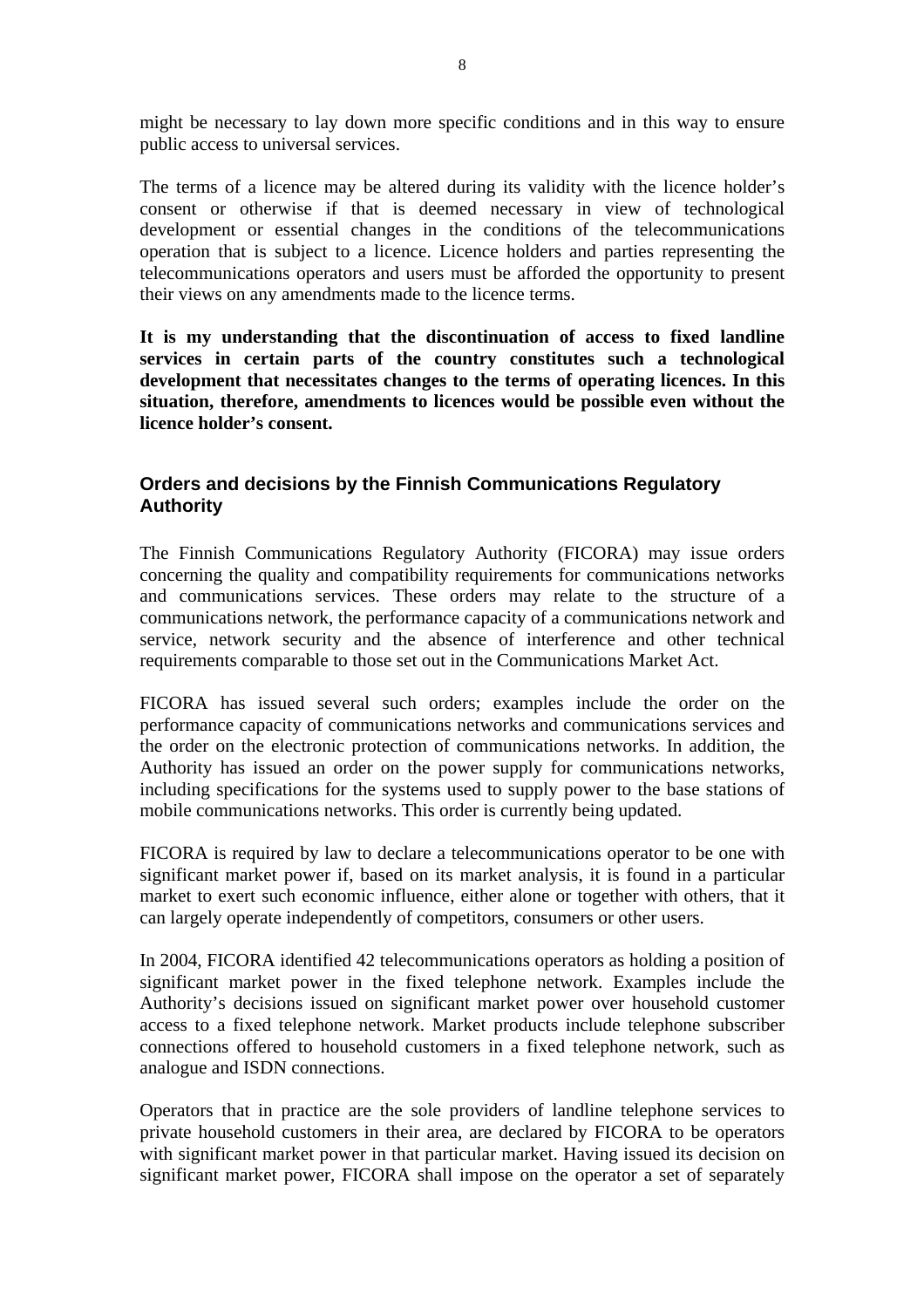might be necessary to lay down more specific conditions and in this way to ensure public access to universal services.

The terms of a licence may be altered during its validity with the licence holder's consent or otherwise if that is deemed necessary in view of technological development or essential changes in the conditions of the telecommunications operation that is subject to a licence. Licence holders and parties representing the telecommunications operators and users must be afforded the opportunity to present their views on any amendments made to the licence terms.

**It is my understanding that the discontinuation of access to fixed landline services in certain parts of the country constitutes such a technological development that necessitates changes to the terms of operating licences. In this situation, therefore, amendments to licences would be possible even without the licence holder's consent.**

## Orders and decisions by the Finnish Communications Regulatory Authority

The Finnish Communications Regulatory Authority (FICORA) may issue orders concerning the quality and compatibility requirements for communications networks and communications services. These orders may relate to the structure of a communications network, the performance capacity of a communications network and service, network security and the absence of interference and other technical requirements comparable to those set out in the Communications Market Act.

FICORA has issued several such orders; examples include the order on the performance capacity of communications networks and communications services and the order on the electronic protection of communications networks. In addition, the Authority has issued an order on the power supply for communications networks, including specifications for the systems used to supply power to the base stations of mobile communications networks. This order is currently being updated.

FICORA is required by law to declare a telecommunications operator to be one with significant market power if, based on its market analysis, it is found in a particular market to exert such economic influence, either alone or together with others, that it can largely operate independently of competitors, consumers or other users.

In 2004, FICORA identified 42 telecommunications operators as holding a position of significant market power in the fixed telephone network. Examples include the Authority's decisions issued on significant market power over household customer access to a fixed telephone network. Market products include telephone subscriber connections offered to household customers in a fixed telephone network, such as analogue and ISDN connections.

Operators that in practice are the sole providers of landline telephone services to private household customers in their area, are declared by FICORA to be operators with significant market power in that particular market. Having issued its decision on significant market power, FICORA shall impose on the operator a set of separately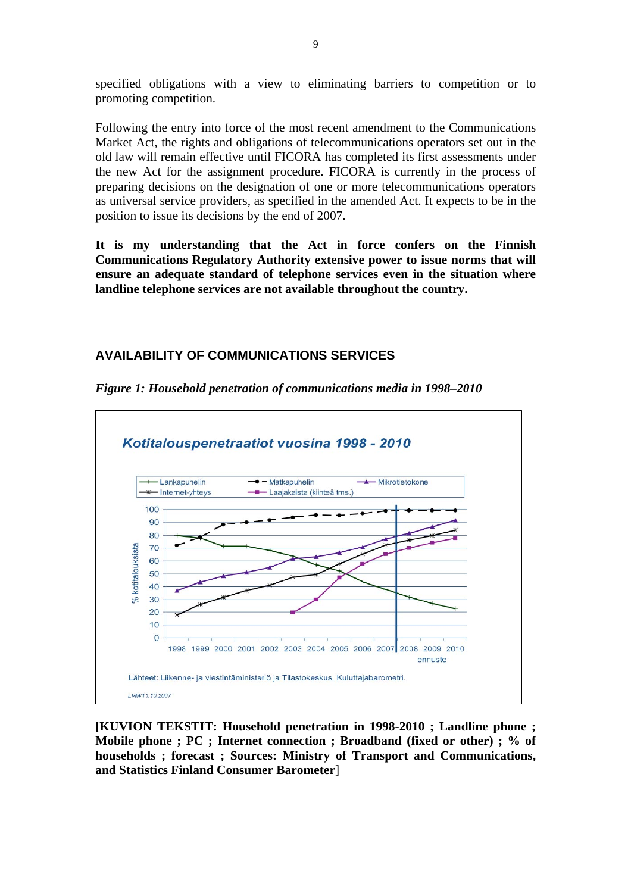specified obligations with a view to eliminating barriers to competition or to promoting competition.

Following the entry into force of the most recent amendment to the Communications Market Act, the rights and obligations of telecommunications operators set out in the old law will remain effective until FICORA has completed its first assessments under the new Act for the assignment procedure. FICORA is currently in the process of preparing decisions on the designation of one or more telecommunications operators as universal service providers, as specified in the amended Act. It expects to be in the position to issue its decisions by the end of 2007.

**It is my understanding that the Act in force confers on the Finnish Communications Regulatory Authority extensive power to issue norms that will ensure an adequate standard of telephone services even in the situation where landline telephone services are not available throughout the country.**

## AVAILABILITY OF COMMUNICATIONS SERVICES

***Figure 1: Household penetration of communications media in 1998–2010***

**[KUVION TEKSTIT: Household penetration in 1998-2010 ; Landline phone ; Mobile phone ; PC ; Internet connection ; Broadband (fixed or other) ; % of households ; forecast ; Sources: Ministry of Transport and Communications, and Statistics Finland Consumer Barometer**]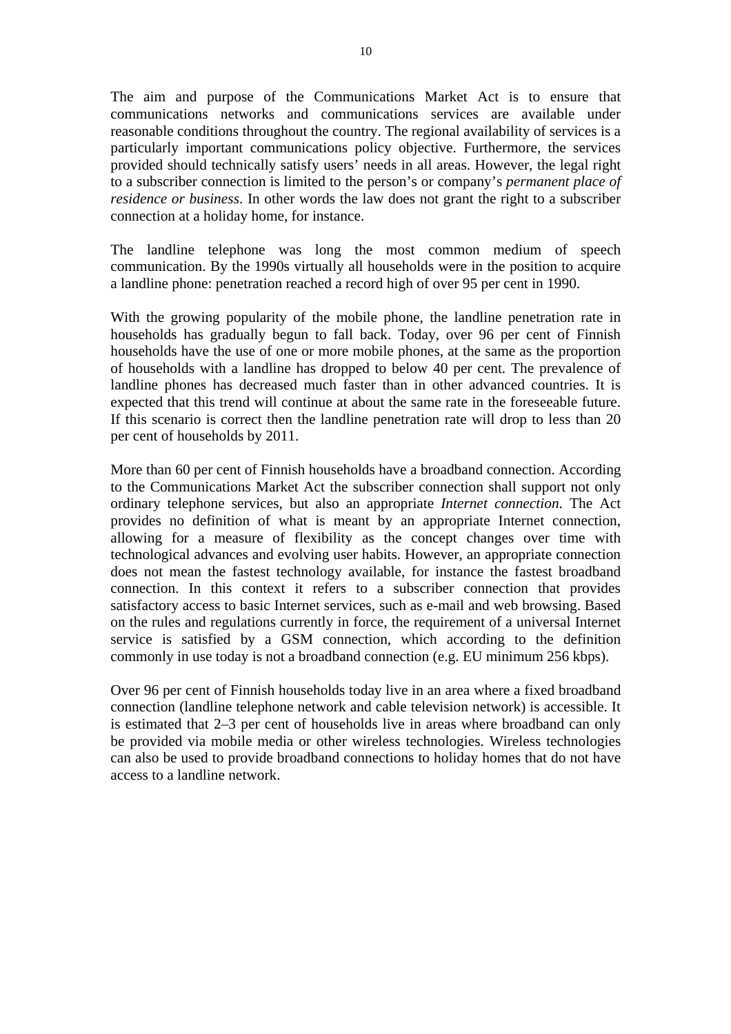The aim and purpose of the Communications Market Act is to ensure that communications networks and communications services are available under reasonable conditions throughout the country. The regional availability of services is a particularly important communications policy objective. Furthermore, the services provided should technically satisfy users' needs in all areas. However, the legal right to a subscriber connection is limited to the person's or company's *permanent place of residence or business*. In other words the law does not grant the right to a subscriber connection at a holiday home, for instance.

The landline telephone was long the most common medium of speech communication. By the 1990s virtually all households were in the position to acquire a landline phone: penetration reached a record high of over 95 per cent in 1990.

With the growing popularity of the mobile phone, the landline penetration rate in households has gradually begun to fall back. Today, over 96 per cent of Finnish households have the use of one or more mobile phones, at the same as the proportion of households with a landline has dropped to below 40 per cent. The prevalence of landline phones has decreased much faster than in other advanced countries. It is expected that this trend will continue at about the same rate in the foreseeable future. If this scenario is correct then the landline penetration rate will drop to less than 20 per cent of households by 2011.

More than 60 per cent of Finnish households have a broadband connection. According to the Communications Market Act the subscriber connection shall support not only ordinary telephone services, but also an appropriate *Internet connection*. The Act provides no definition of what is meant by an appropriate Internet connection, allowing for a measure of flexibility as the concept changes over time with technological advances and evolving user habits. However, an appropriate connection does not mean the fastest technology available, for instance the fastest broadband connection. In this context it refers to a subscriber connection that provides satisfactory access to basic Internet services, such as e-mail and web browsing. Based on the rules and regulations currently in force, the requirement of a universal Internet service is satisfied by a GSM connection, which according to the definition commonly in use today is not a broadband connection (e.g. EU minimum 256 kbps).

Over 96 per cent of Finnish households today live in an area where a fixed broadband connection (landline telephone network and cable television network) is accessible. It is estimated that 2–3 per cent of households live in areas where broadband can only be provided via mobile media or other wireless technologies. Wireless technologies can also be used to provide broadband connections to holiday homes that do not have access to a landline network.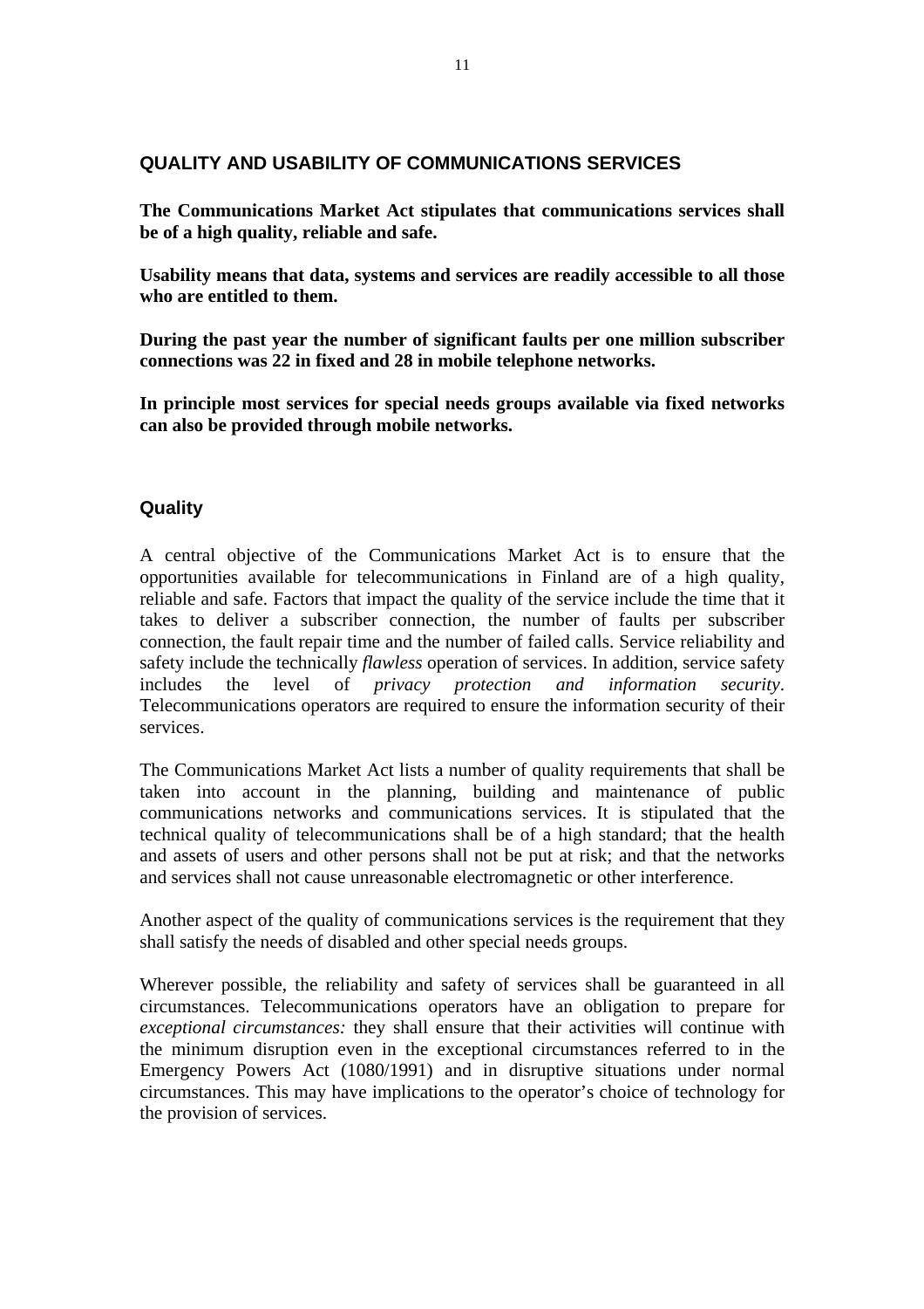## QUALITY AND USABILITY OF COMMUNICATIONS SERVICES

**The Communications Market Act stipulates that communications services shall be of a high quality, reliable and safe.**

**Usability means that data, systems and services are readily accessible to all those who are entitled to them.**

**During the past year the number of significant faults per one million subscriber connections was 22 in fixed and 28 in mobile telephone networks.**

**In principle most services for special needs groups available via fixed networks can also be provided through mobile networks.**

### Quality

A central objective of the Communications Market Act is to ensure that the opportunities available for telecommunications in Finland are of a high quality, reliable and safe. Factors that impact the quality of the service include the time that it takes to deliver a subscriber connection, the number of faults per subscriber connection, the fault repair time and the number of failed calls. Service reliability and safety include the technically *flawless* operation of services. In addition, service safety includes the level of *privacy protection and information security*. Telecommunications operators are required to ensure the information security of their services.

The Communications Market Act lists a number of quality requirements that shall be taken into account in the planning, building and maintenance of public communications networks and communications services. It is stipulated that the technical quality of telecommunications shall be of a high standard; that the health and assets of users and other persons shall not be put at risk; and that the networks and services shall not cause unreasonable electromagnetic or other interference.

Another aspect of the quality of communications services is the requirement that they shall satisfy the needs of disabled and other special needs groups.

Wherever possible, the reliability and safety of services shall be guaranteed in all circumstances. Telecommunications operators have an obligation to prepare for *exceptional circumstances:* they shall ensure that their activities will continue with the minimum disruption even in the exceptional circumstances referred to in the Emergency Powers Act (1080/1991) and in disruptive situations under normal circumstances. This may have implications to the operator's choice of technology for the provision of services.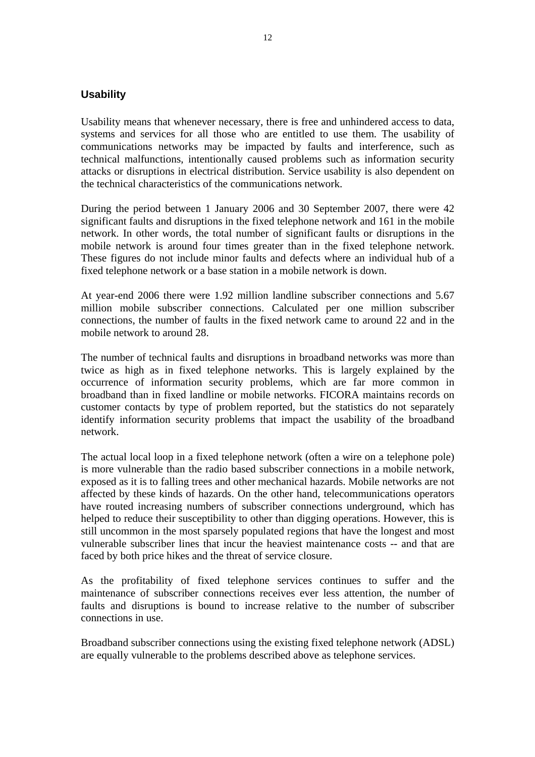## Usability

Usability means that whenever necessary, there is free and unhindered access to data, systems and services for all those who are entitled to use them. The usability of communications networks may be impacted by faults and interference, such as technical malfunctions, intentionally caused problems such as information security attacks or disruptions in electrical distribution. Service usability is also dependent on the technical characteristics of the communications network.

During the period between 1 January 2006 and 30 September 2007, there were 42 significant faults and disruptions in the fixed telephone network and 161 in the mobile network. In other words, the total number of significant faults or disruptions in the mobile network is around four times greater than in the fixed telephone network. These figures do not include minor faults and defects where an individual hub of a fixed telephone network or a base station in a mobile network is down.

At year-end 2006 there were 1.92 million landline subscriber connections and 5.67 million mobile subscriber connections. Calculated per one million subscriber connections, the number of faults in the fixed network came to around 22 and in the mobile network to around 28.

The number of technical faults and disruptions in broadband networks was more than twice as high as in fixed telephone networks. This is largely explained by the occurrence of information security problems, which are far more common in broadband than in fixed landline or mobile networks. FICORA maintains records on customer contacts by type of problem reported, but the statistics do not separately identify information security problems that impact the usability of the broadband network.

The actual local loop in a fixed telephone network (often a wire on a telephone pole) is more vulnerable than the radio based subscriber connections in a mobile network, exposed as it is to falling trees and other mechanical hazards. Mobile networks are not affected by these kinds of hazards. On the other hand, telecommunications operators have routed increasing numbers of subscriber connections underground, which has helped to reduce their susceptibility to other than digging operations. However, this is still uncommon in the most sparsely populated regions that have the longest and most vulnerable subscriber lines that incur the heaviest maintenance costs -- and that are faced by both price hikes and the threat of service closure.

As the profitability of fixed telephone services continues to suffer and the maintenance of subscriber connections receives ever less attention, the number of faults and disruptions is bound to increase relative to the number of subscriber connections in use.

Broadband subscriber connections using the existing fixed telephone network (ADSL) are equally vulnerable to the problems described above as telephone services.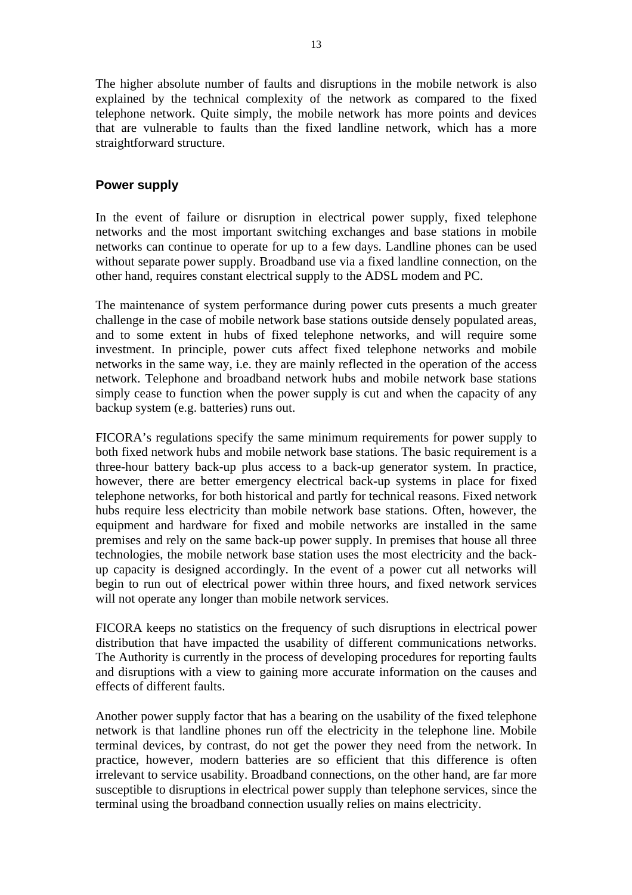The higher absolute number of faults and disruptions in the mobile network is also explained by the technical complexity of the network as compared to the fixed telephone network. Quite simply, the mobile network has more points and devices that are vulnerable to faults than the fixed landline network, which has a more straightforward structure.

## Power supply

In the event of failure or disruption in electrical power supply, fixed telephone networks and the most important switching exchanges and base stations in mobile networks can continue to operate for up to a few days. Landline phones can be used without separate power supply. Broadband use via a fixed landline connection, on the other hand, requires constant electrical supply to the ADSL modem and PC.

The maintenance of system performance during power cuts presents a much greater challenge in the case of mobile network base stations outside densely populated areas, and to some extent in hubs of fixed telephone networks, and will require some investment. In principle, power cuts affect fixed telephone networks and mobile networks in the same way, i.e. they are mainly reflected in the operation of the access network. Telephone and broadband network hubs and mobile network base stations simply cease to function when the power supply is cut and when the capacity of any backup system (e.g. batteries) runs out.

FICORA's regulations specify the same minimum requirements for power supply to both fixed network hubs and mobile network base stations. The basic requirement is a three-hour battery back-up plus access to a back-up generator system. In practice, however, there are better emergency electrical back-up systems in place for fixed telephone networks, for both historical and partly for technical reasons. Fixed network hubs require less electricity than mobile network base stations. Often, however, the equipment and hardware for fixed and mobile networks are installed in the same premises and rely on the same back-up power supply. In premises that house all three technologies, the mobile network base station uses the most electricity and the back-up capacity is designed accordingly. In the event of a power cut all networks will begin to run out of electrical power within three hours, and fixed network services will not operate any longer than mobile network services.

FICORA keeps no statistics on the frequency of such disruptions in electrical power distribution that have impacted the usability of different communications networks. The Authority is currently in the process of developing procedures for reporting faults and disruptions with a view to gaining more accurate information on the causes and effects of different faults.

Another power supply factor that has a bearing on the usability of the fixed telephone network is that landline phones run off the electricity in the telephone line. Mobile terminal devices, by contrast, do not get the power they need from the network. In practice, however, modern batteries are so efficient that this difference is often irrelevant to service usability. Broadband connections, on the other hand, are far more susceptible to disruptions in electrical power supply than telephone services, since the terminal using the broadband connection usually relies on mains electricity.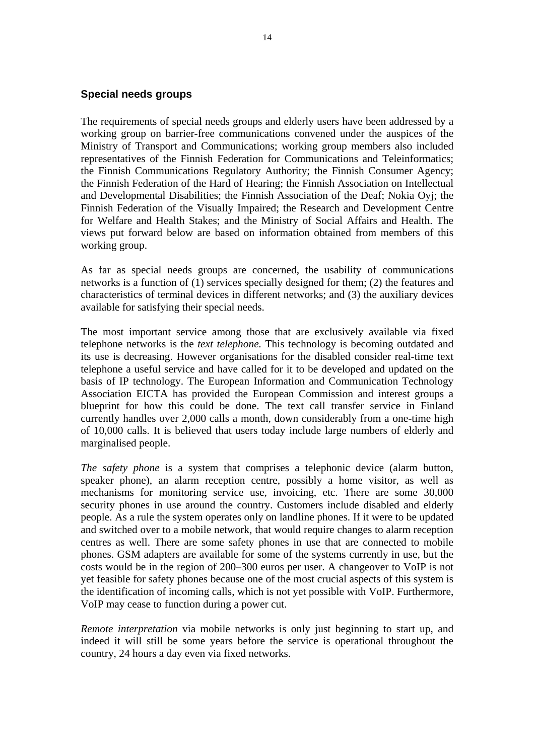## Special needs groups

The requirements of special needs groups and elderly users have been addressed by a working group on barrier-free communications convened under the auspices of the Ministry of Transport and Communications; working group members also included representatives of the Finnish Federation for Communications and Teleinformatics; the Finnish Communications Regulatory Authority; the Finnish Consumer Agency; the Finnish Federation of the Hard of Hearing; the Finnish Association on Intellectual and Developmental Disabilities; the Finnish Association of the Deaf; Nokia Oyj; the Finnish Federation of the Visually Impaired; the Research and Development Centre for Welfare and Health Stakes; and the Ministry of Social Affairs and Health. The views put forward below are based on information obtained from members of this working group.

As far as special needs groups are concerned, the usability of communications networks is a function of (1) services specially designed for them; (2) the features and characteristics of terminal devices in different networks; and (3) the auxiliary devices available for satisfying their special needs.

The most important service among those that are exclusively available via fixed telephone networks is the *text telephone.* This technology is becoming outdated and its use is decreasing. However organisations for the disabled consider real-time text telephone a useful service and have called for it to be developed and updated on the basis of IP technology. The European Information and Communication Technology Association EICTA has provided the European Commission and interest groups a blueprint for how this could be done. The text call transfer service in Finland currently handles over 2,000 calls a month, down considerably from a one-time high of 10,000 calls. It is believed that users today include large numbers of elderly and marginalised people.

*The safety phone* is a system that comprises a telephonic device (alarm button, speaker phone), an alarm reception centre, possibly a home visitor, as well as mechanisms for monitoring service use, invoicing, etc. There are some 30,000 security phones in use around the country. Customers include disabled and elderly people. As a rule the system operates only on landline phones. If it were to be updated and switched over to a mobile network, that would require changes to alarm reception centres as well. There are some safety phones in use that are connected to mobile phones. GSM adapters are available for some of the systems currently in use, but the costs would be in the region of 200–300 euros per user. A changeover to VoIP is not yet feasible for safety phones because one of the most crucial aspects of this system is the identification of incoming calls, which is not yet possible with VoIP. Furthermore, VoIP may cease to function during a power cut.

*Remote interpretation* via mobile networks is only just beginning to start up, and indeed it will still be some years before the service is operational throughout the country, 24 hours a day even via fixed networks.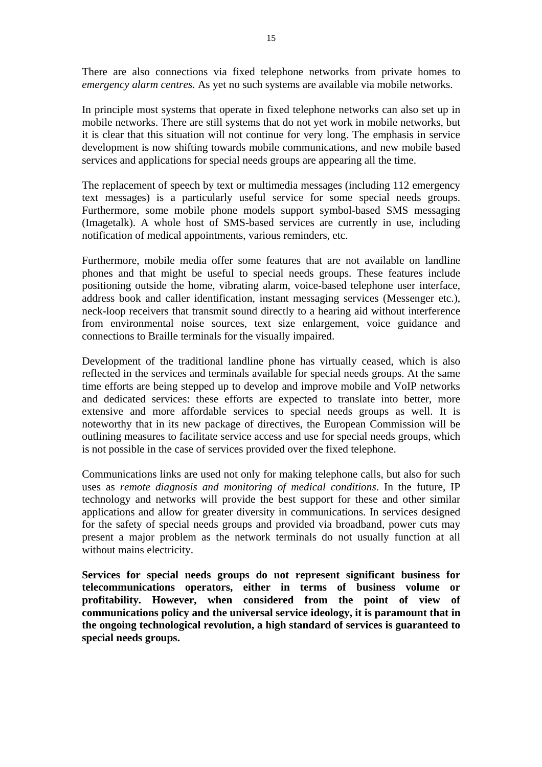There are also connections via fixed telephone networks from private homes to *emergency alarm centres.* As yet no such systems are available via mobile networks.

In principle most systems that operate in fixed telephone networks can also set up in mobile networks. There are still systems that do not yet work in mobile networks, but it is clear that this situation will not continue for very long. The emphasis in service development is now shifting towards mobile communications, and new mobile based services and applications for special needs groups are appearing all the time.

The replacement of speech by text or multimedia messages (including 112 emergency text messages) is a particularly useful service for some special needs groups. Furthermore, some mobile phone models support symbol-based SMS messaging (Imagetalk). A whole host of SMS-based services are currently in use, including notification of medical appointments, various reminders, etc.

Furthermore, mobile media offer some features that are not available on landline phones and that might be useful to special needs groups. These features include positioning outside the home, vibrating alarm, voice-based telephone user interface, address book and caller identification, instant messaging services (Messenger etc.), neck-loop receivers that transmit sound directly to a hearing aid without interference from environmental noise sources, text size enlargement, voice guidance and connections to Braille terminals for the visually impaired.

Development of the traditional landline phone has virtually ceased, which is also reflected in the services and terminals available for special needs groups. At the same time efforts are being stepped up to develop and improve mobile and VoIP networks and dedicated services: these efforts are expected to translate into better, more extensive and more affordable services to special needs groups as well. It is noteworthy that in its new package of directives, the European Commission will be outlining measures to facilitate service access and use for special needs groups, which is not possible in the case of services provided over the fixed telephone.

Communications links are used not only for making telephone calls, but also for such uses as *remote diagnosis and monitoring of medical conditions*. In the future, IP technology and networks will provide the best support for these and other similar applications and allow for greater diversity in communications. In services designed for the safety of special needs groups and provided via broadband, power cuts may present a major problem as the network terminals do not usually function at all without mains electricity.

**Services for special needs groups do not represent significant business for telecommunications operators, either in terms of business volume or profitability. However, when considered from the point of view of communications policy and the universal service ideology, it is paramount that in the ongoing technological revolution, a high standard of services is guaranteed to special needs groups.**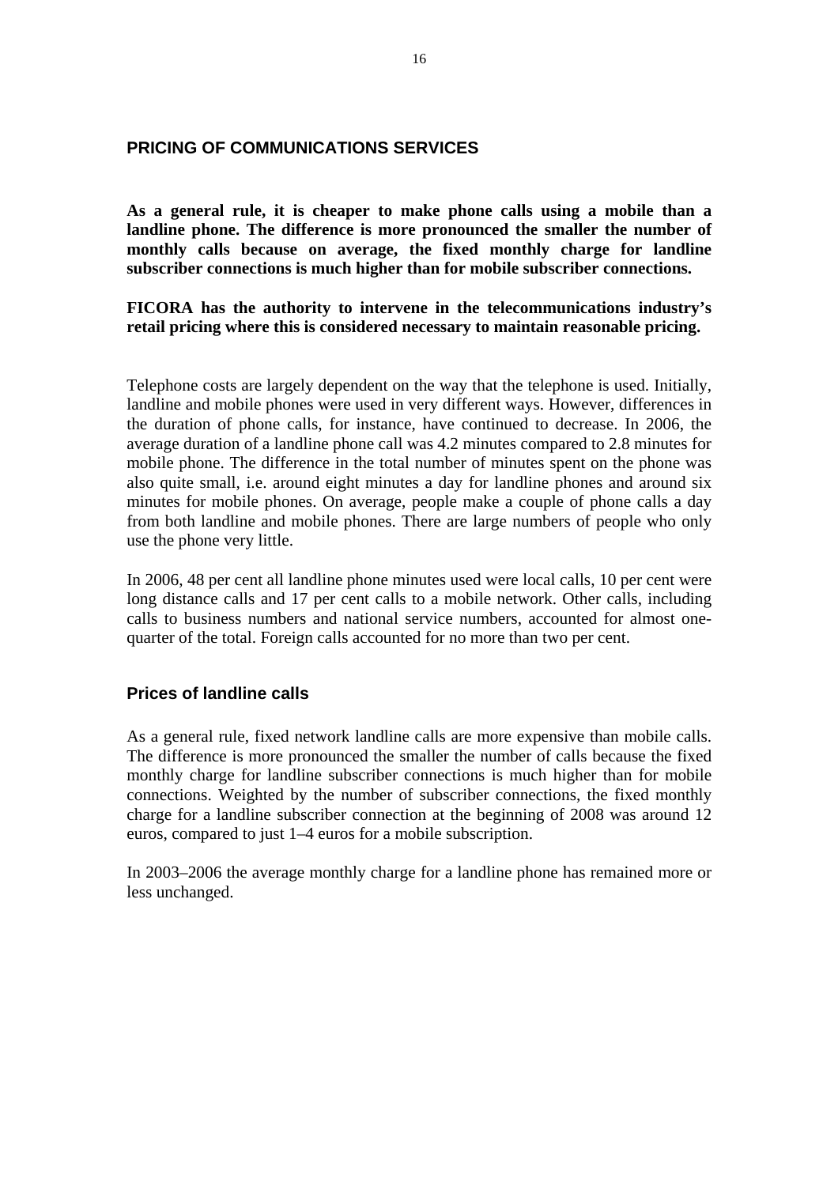## PRICING OF COMMUNICATIONS SERVICES

**As a general rule, it is cheaper to make phone calls using a mobile than a landline phone. The difference is more pronounced the smaller the number of monthly calls because on average, the fixed monthly charge for landline subscriber connections is much higher than for mobile subscriber connections.**

**FICORA has the authority to intervene in the telecommunications industry's retail pricing where this is considered necessary to maintain reasonable pricing.**

Telephone costs are largely dependent on the way that the telephone is used. Initially, landline and mobile phones were used in very different ways. However, differences in the duration of phone calls, for instance, have continued to decrease. In 2006, the average duration of a landline phone call was 4.2 minutes compared to 2.8 minutes for mobile phone. The difference in the total number of minutes spent on the phone was also quite small, i.e. around eight minutes a day for landline phones and around six minutes for mobile phones. On average, people make a couple of phone calls a day from both landline and mobile phones. There are large numbers of people who only use the phone very little.

In 2006, 48 per cent all landline phone minutes used were local calls, 10 per cent were long distance calls and 17 per cent calls to a mobile network. Other calls, including calls to business numbers and national service numbers, accounted for almost one-quarter of the total. Foreign calls accounted for no more than two per cent.

### Prices of landline calls

As a general rule, fixed network landline calls are more expensive than mobile calls. The difference is more pronounced the smaller the number of calls because the fixed monthly charge for landline subscriber connections is much higher than for mobile connections. Weighted by the number of subscriber connections, the fixed monthly charge for a landline subscriber connection at the beginning of 2008 was around 12 euros, compared to just 1–4 euros for a mobile subscription.

In 2003–2006 the average monthly charge for a landline phone has remained more or less unchanged.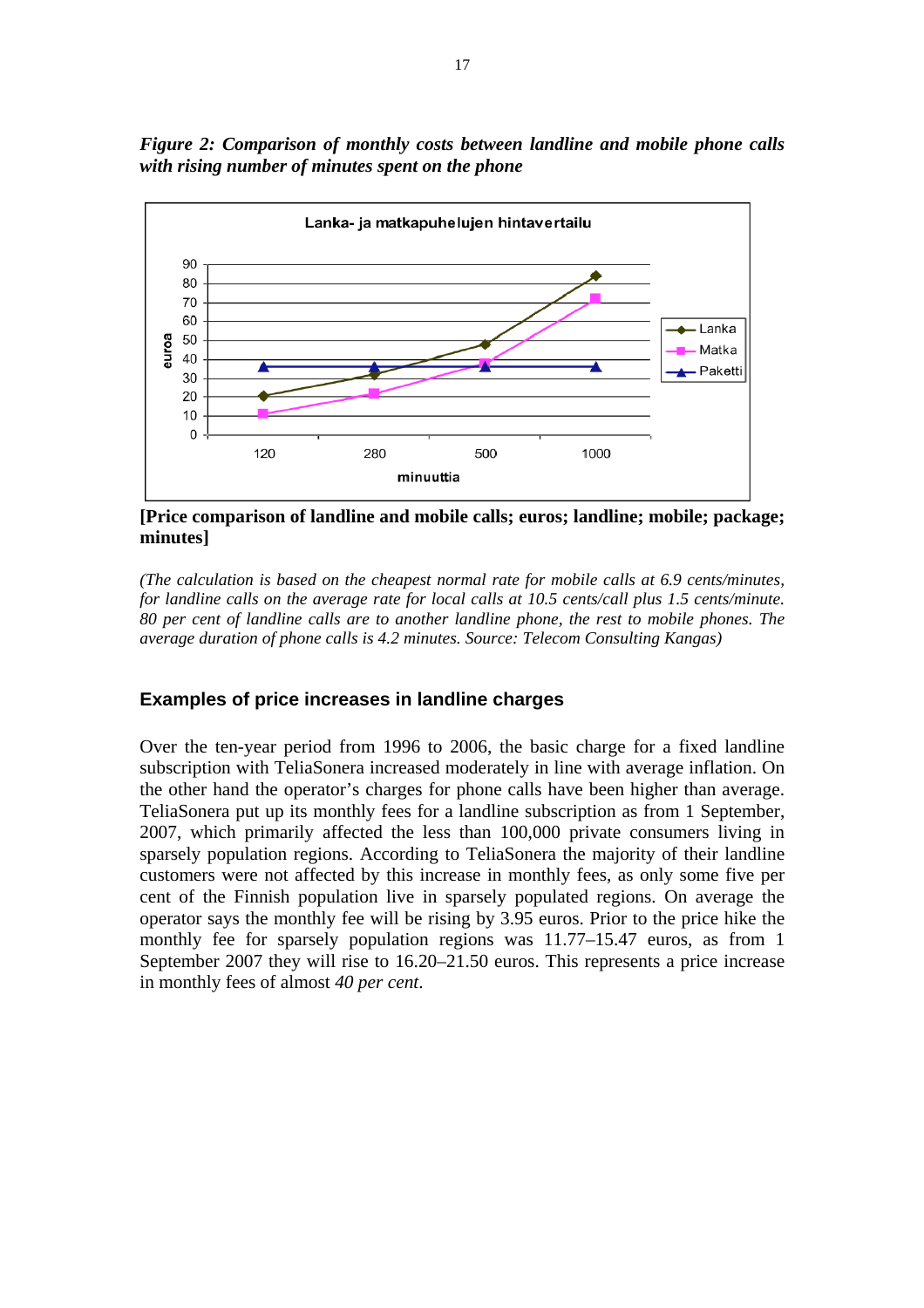*Figure 2: Comparison of monthly costs between landline and mobile phone calls with rising number of minutes spent on the phone*

**[Price comparison of landline and mobile calls; euros; landline; mobile; package; minutes]**

*(The calculation is based on the cheapest normal rate for mobile calls at 6.9 cents/minutes, for landline calls on the average rate for local calls at 10.5 cents/call plus 1.5 cents/minute. 80 per cent of landline calls are to another landline phone, the rest to mobile phones. The average duration of phone calls is 4.2 minutes. Source: Telecom Consulting Kangas)*

### Examples of price increases in landline charges

Over the ten-year period from 1996 to 2006, the basic charge for a fixed landline subscription with TeliaSonera increased moderately in line with average inflation. On the other hand the operator's charges for phone calls have been higher than average. TeliaSonera put up its monthly fees for a landline subscription as from 1 September, 2007, which primarily affected the less than 100,000 private consumers living in sparsely population regions. According to TeliaSonera the majority of their landline customers were not affected by this increase in monthly fees, as only some five per cent of the Finnish population live in sparsely populated regions. On average the operator says the monthly fee will be rising by 3.95 euros. Prior to the price hike the monthly fee for sparsely population regions was 11.77–15.47 euros, as from 1 September 2007 they will rise to 16.20–21.50 euros. This represents a price increase in monthly fees of almost *40 per cent*.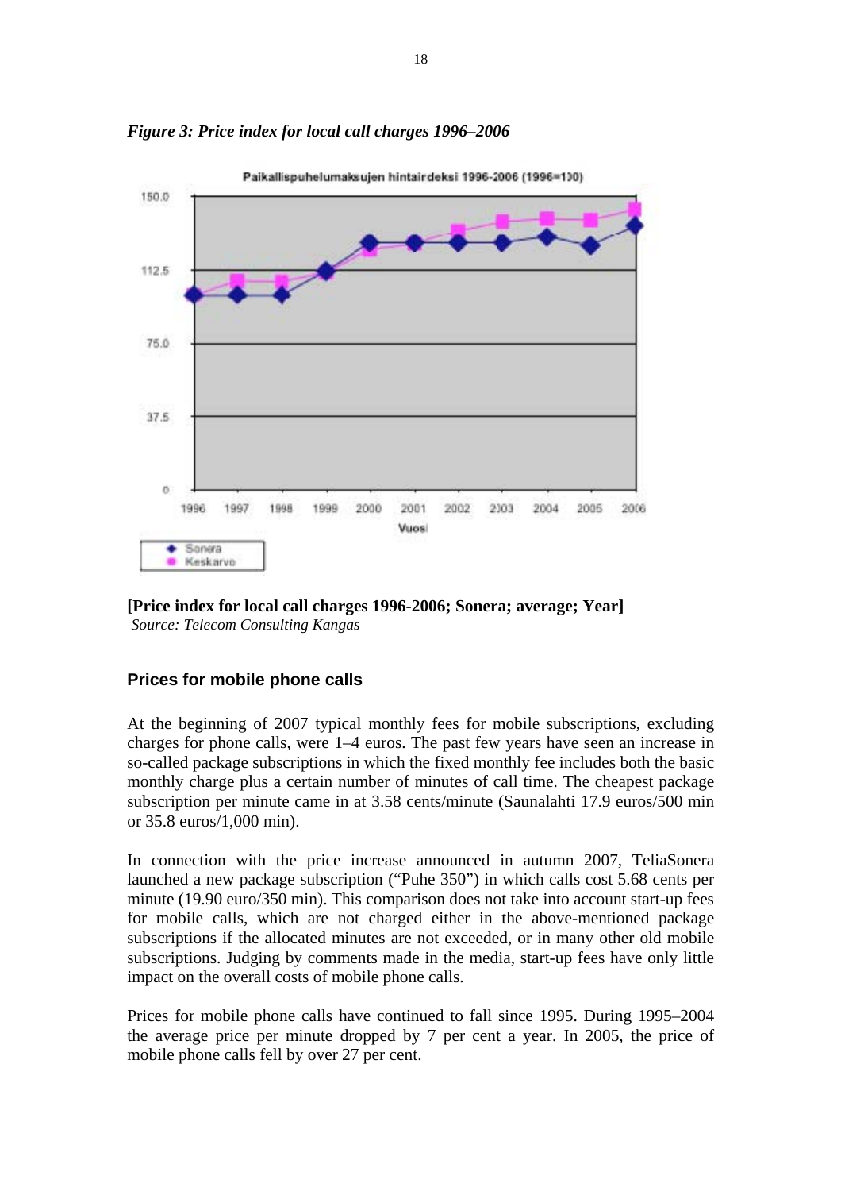*Figure 3: Price index for local call charges 1996–2006*

**[Price index for local call charges 1996-2006; Sonera; average; Year]**
*Source: Telecom Consulting Kangas*

### Prices for mobile phone calls

At the beginning of 2007 typical monthly fees for mobile subscriptions, excluding charges for phone calls, were 1–4 euros. The past few years have seen an increase in so-called package subscriptions in which the fixed monthly fee includes both the basic monthly charge plus a certain number of minutes of call time. The cheapest package subscription per minute came in at 3.58 cents/minute (Saunalahti 17.9 euros/500 min or 35.8 euros/1,000 min).

In connection with the price increase announced in autumn 2007, TeliaSonera launched a new package subscription ("Puhe 350") in which calls cost 5.68 cents per minute (19.90 euro/350 min). This comparison does not take into account start-up fees for mobile calls, which are not charged either in the above-mentioned package subscriptions if the allocated minutes are not exceeded, or in many other old mobile subscriptions. Judging by comments made in the media, start-up fees have only little impact on the overall costs of mobile phone calls.

Prices for mobile phone calls have continued to fall since 1995. During 1995–2004 the average price per minute dropped by 7 per cent a year. In 2005, the price of mobile phone calls fell by over 27 per cent.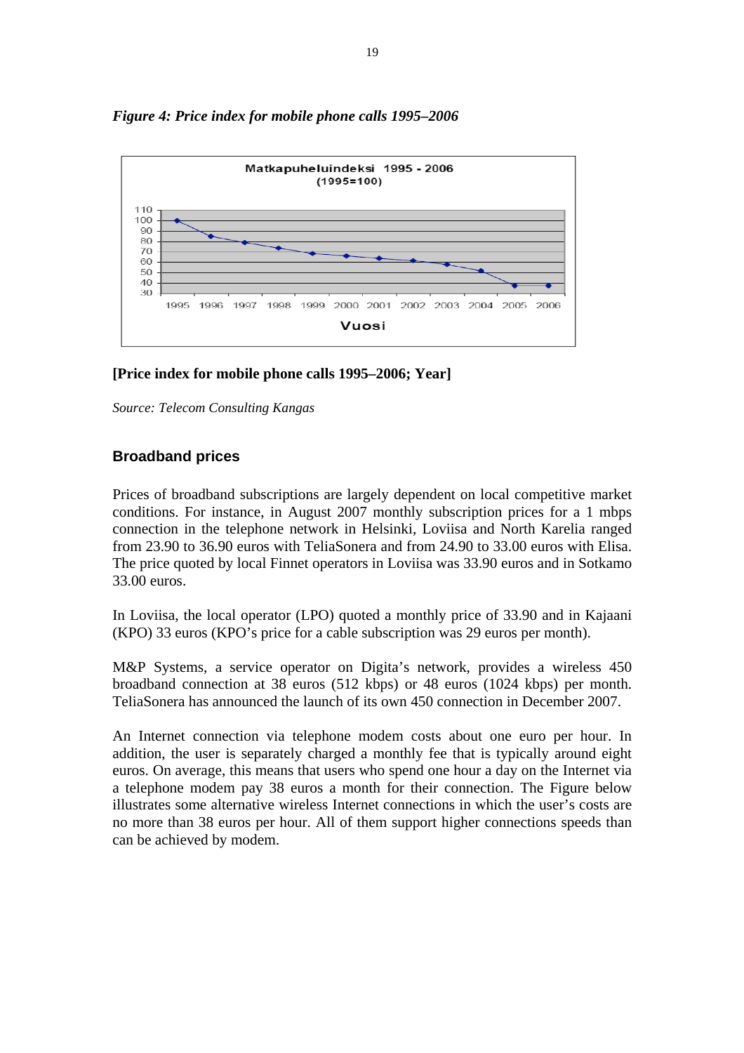*Figure 4: Price index for mobile phone calls 1995–2006*

**[Price index for mobile phone calls 1995–2006; Year]**

*Source: Telecom Consulting Kangas*

## Broadband prices

Prices of broadband subscriptions are largely dependent on local competitive market conditions. For instance, in August 2007 monthly subscription prices for a 1 mbps connection in the telephone network in Helsinki, Loviisa and North Karelia ranged from 23.90 to 36.90 euros with TeliaSonera and from 24.90 to 33.00 euros with Elisa. The price quoted by local Finnet operators in Loviisa was 33.90 euros and in Sotkamo 33.00 euros.

In Loviisa, the local operator (LPO) quoted a monthly price of 33.90 and in Kajaani (KPO) 33 euros (KPO's price for a cable subscription was 29 euros per month).

M&P Systems, a service operator on Digita's network, provides a wireless 450 broadband connection at 38 euros (512 kbps) or 48 euros (1024 kbps) per month. TeliaSonera has announced the launch of its own 450 connection in December 2007.

An Internet connection via telephone modem costs about one euro per hour. In addition, the user is separately charged a monthly fee that is typically around eight euros. On average, this means that users who spend one hour a day on the Internet via a telephone modem pay 38 euros a month for their connection. The Figure below illustrates some alternative wireless Internet connections in which the user's costs are no more than 38 euros per hour. All of them support higher connections speeds than can be achieved by modem.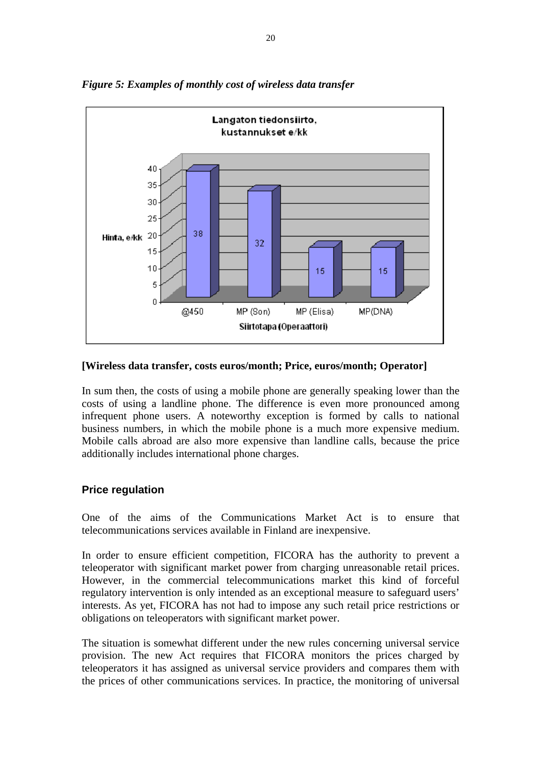*Figure 5: Examples of monthly cost of wireless data transfer*

Langaton tiedonsiirto, kustannukset e/kk

| Siirtotapa (Operaattori) | Hinta, e/kk |
|---|---|
| @450 | 38 |
| MP (Son) | 32 |
| MP (Elisa) | 15 |
| MP(DNA) | 15 |

**[Wireless data transfer, costs euros/month; Price, euros/month; Operator]**

In sum then, the costs of using a mobile phone are generally speaking lower than the costs of using a landline phone. The difference is even more pronounced among infrequent phone users. A noteworthy exception is formed by calls to national business numbers, in which the mobile phone is a much more expensive medium. Mobile calls abroad are also more expensive than landline calls, because the price additionally includes international phone charges.

## Price regulation

One of the aims of the Communications Market Act is to ensure that telecommunications services available in Finland are inexpensive.

In order to ensure efficient competition, FICORA has the authority to prevent a teleoperator with significant market power from charging unreasonable retail prices. However, in the commercial telecommunications market this kind of forceful regulatory intervention is only intended as an exceptional measure to safeguard users' interests. As yet, FICORA has not had to impose any such retail price restrictions or obligations on teleoperators with significant market power.

The situation is somewhat different under the new rules concerning universal service provision. The new Act requires that FICORA monitors the prices charged by teleoperators it has assigned as universal service providers and compares them with the prices of other communications services. In practice, the monitoring of universal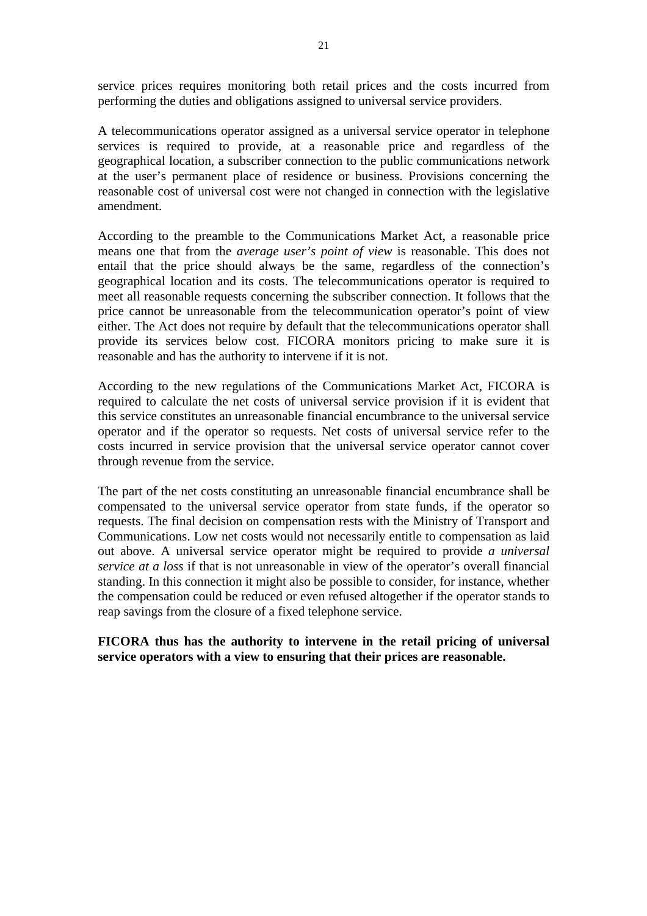service prices requires monitoring both retail prices and the costs incurred from performing the duties and obligations assigned to universal service providers.

A telecommunications operator assigned as a universal service operator in telephone services is required to provide, at a reasonable price and regardless of the geographical location, a subscriber connection to the public communications network at the user's permanent place of residence or business. Provisions concerning the reasonable cost of universal cost were not changed in connection with the legislative amendment.

According to the preamble to the Communications Market Act, a reasonable price means one that from the *average user's point of view* is reasonable. This does not entail that the price should always be the same, regardless of the connection's geographical location and its costs. The telecommunications operator is required to meet all reasonable requests concerning the subscriber connection. It follows that the price cannot be unreasonable from the telecommunication operator's point of view either. The Act does not require by default that the telecommunications operator shall provide its services below cost. FICORA monitors pricing to make sure it is reasonable and has the authority to intervene if it is not.

According to the new regulations of the Communications Market Act, FICORA is required to calculate the net costs of universal service provision if it is evident that this service constitutes an unreasonable financial encumbrance to the universal service operator and if the operator so requests. Net costs of universal service refer to the costs incurred in service provision that the universal service operator cannot cover through revenue from the service.

The part of the net costs constituting an unreasonable financial encumbrance shall be compensated to the universal service operator from state funds, if the operator so requests. The final decision on compensation rests with the Ministry of Transport and Communications. Low net costs would not necessarily entitle to compensation as laid out above. A universal service operator might be required to provide *a universal service at a loss* if that is not unreasonable in view of the operator's overall financial standing. In this connection it might also be possible to consider, for instance, whether the compensation could be reduced or even refused altogether if the operator stands to reap savings from the closure of a fixed telephone service.

**FICORA thus has the authority to intervene in the retail pricing of universal service operators with a view to ensuring that their prices are reasonable.**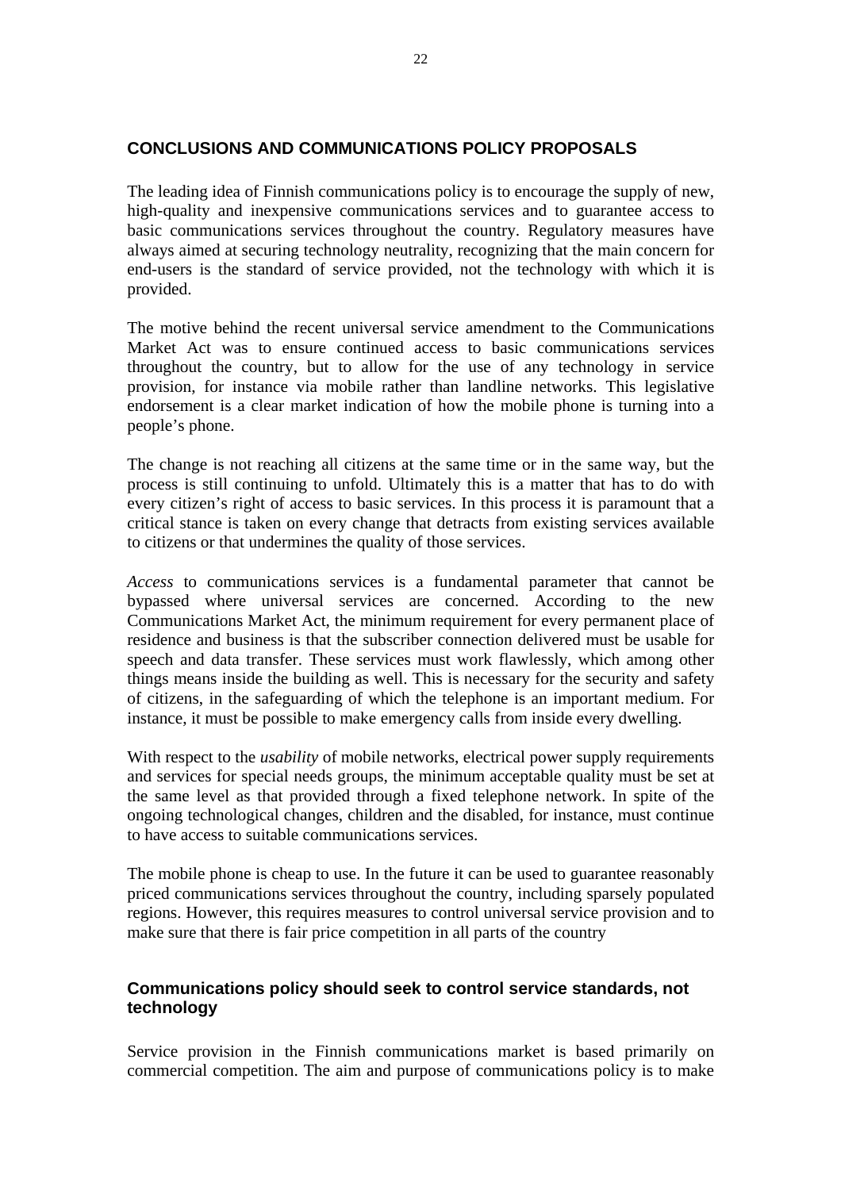## CONCLUSIONS AND COMMUNICATIONS POLICY PROPOSALS

The leading idea of Finnish communications policy is to encourage the supply of new, high-quality and inexpensive communications services and to guarantee access to basic communications services throughout the country. Regulatory measures have always aimed at securing technology neutrality, recognizing that the main concern for end-users is the standard of service provided, not the technology with which it is provided.

The motive behind the recent universal service amendment to the Communications Market Act was to ensure continued access to basic communications services throughout the country, but to allow for the use of any technology in service provision, for instance via mobile rather than landline networks. This legislative endorsement is a clear market indication of how the mobile phone is turning into a people's phone.

The change is not reaching all citizens at the same time or in the same way, but the process is still continuing to unfold. Ultimately this is a matter that has to do with every citizen's right of access to basic services. In this process it is paramount that a critical stance is taken on every change that detracts from existing services available to citizens or that undermines the quality of those services.

*Access* to communications services is a fundamental parameter that cannot be bypassed where universal services are concerned. According to the new Communications Market Act, the minimum requirement for every permanent place of residence and business is that the subscriber connection delivered must be usable for speech and data transfer. These services must work flawlessly, which among other things means inside the building as well. This is necessary for the security and safety of citizens, in the safeguarding of which the telephone is an important medium. For instance, it must be possible to make emergency calls from inside every dwelling.

With respect to the *usability* of mobile networks, electrical power supply requirements and services for special needs groups, the minimum acceptable quality must be set at the same level as that provided through a fixed telephone network. In spite of the ongoing technological changes, children and the disabled, for instance, must continue to have access to suitable communications services.

The mobile phone is cheap to use. In the future it can be used to guarantee reasonably priced communications services throughout the country, including sparsely populated regions. However, this requires measures to control universal service provision and to make sure that there is fair price competition in all parts of the country

### Communications policy should seek to control service standards, not technology

Service provision in the Finnish communications market is based primarily on commercial competition. The aim and purpose of communications policy is to make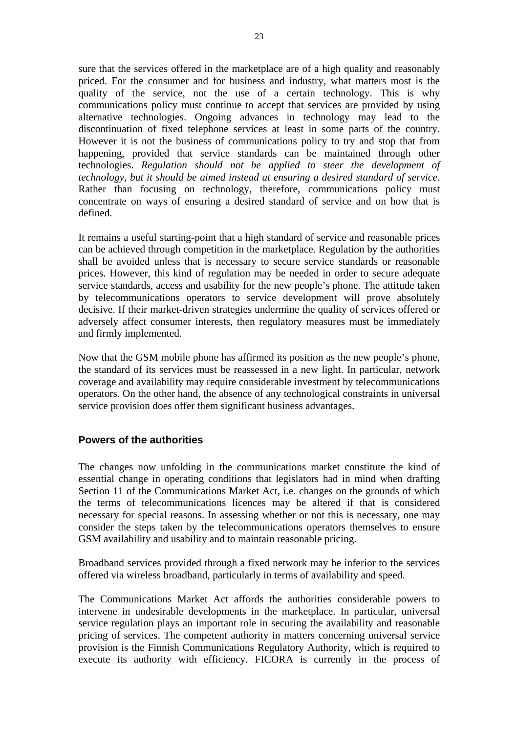sure that the services offered in the marketplace are of a high quality and reasonably priced. For the consumer and for business and industry, what matters most is the quality of the service, not the use of a certain technology. This is why communications policy must continue to accept that services are provided by using alternative technologies. Ongoing advances in technology may lead to the discontinuation of fixed telephone services at least in some parts of the country. However it is not the business of communications policy to try and stop that from happening, provided that service standards can be maintained through other technologies. *Regulation should not be applied to steer the development of technology, but it should be aimed instead at ensuring a desired standard of service*. Rather than focusing on technology, therefore, communications policy must concentrate on ways of ensuring a desired standard of service and on how that is defined.

It remains a useful starting-point that a high standard of service and reasonable prices can be achieved through competition in the marketplace. Regulation by the authorities shall be avoided unless that is necessary to secure service standards or reasonable prices. However, this kind of regulation may be needed in order to secure adequate service standards, access and usability for the new people's phone. The attitude taken by telecommunications operators to service development will prove absolutely decisive. If their market-driven strategies undermine the quality of services offered or adversely affect consumer interests, then regulatory measures must be immediately and firmly implemented.

Now that the GSM mobile phone has affirmed its position as the new people's phone, the standard of its services must be reassessed in a new light. In particular, network coverage and availability may require considerable investment by telecommunications operators. On the other hand, the absence of any technological constraints in universal service provision does offer them significant business advantages.

## Powers of the authorities

The changes now unfolding in the communications market constitute the kind of essential change in operating conditions that legislators had in mind when drafting Section 11 of the Communications Market Act, i.e. changes on the grounds of which the terms of telecommunications licences may be altered if that is considered necessary for special reasons. In assessing whether or not this is necessary, one may consider the steps taken by the telecommunications operators themselves to ensure GSM availability and usability and to maintain reasonable pricing.

Broadband services provided through a fixed network may be inferior to the services offered via wireless broadband, particularly in terms of availability and speed.

The Communications Market Act affords the authorities considerable powers to intervene in undesirable developments in the marketplace. In particular, universal service regulation plays an important role in securing the availability and reasonable pricing of services. The competent authority in matters concerning universal service provision is the Finnish Communications Regulatory Authority, which is required to execute its authority with efficiency. FICORA is currently in the process of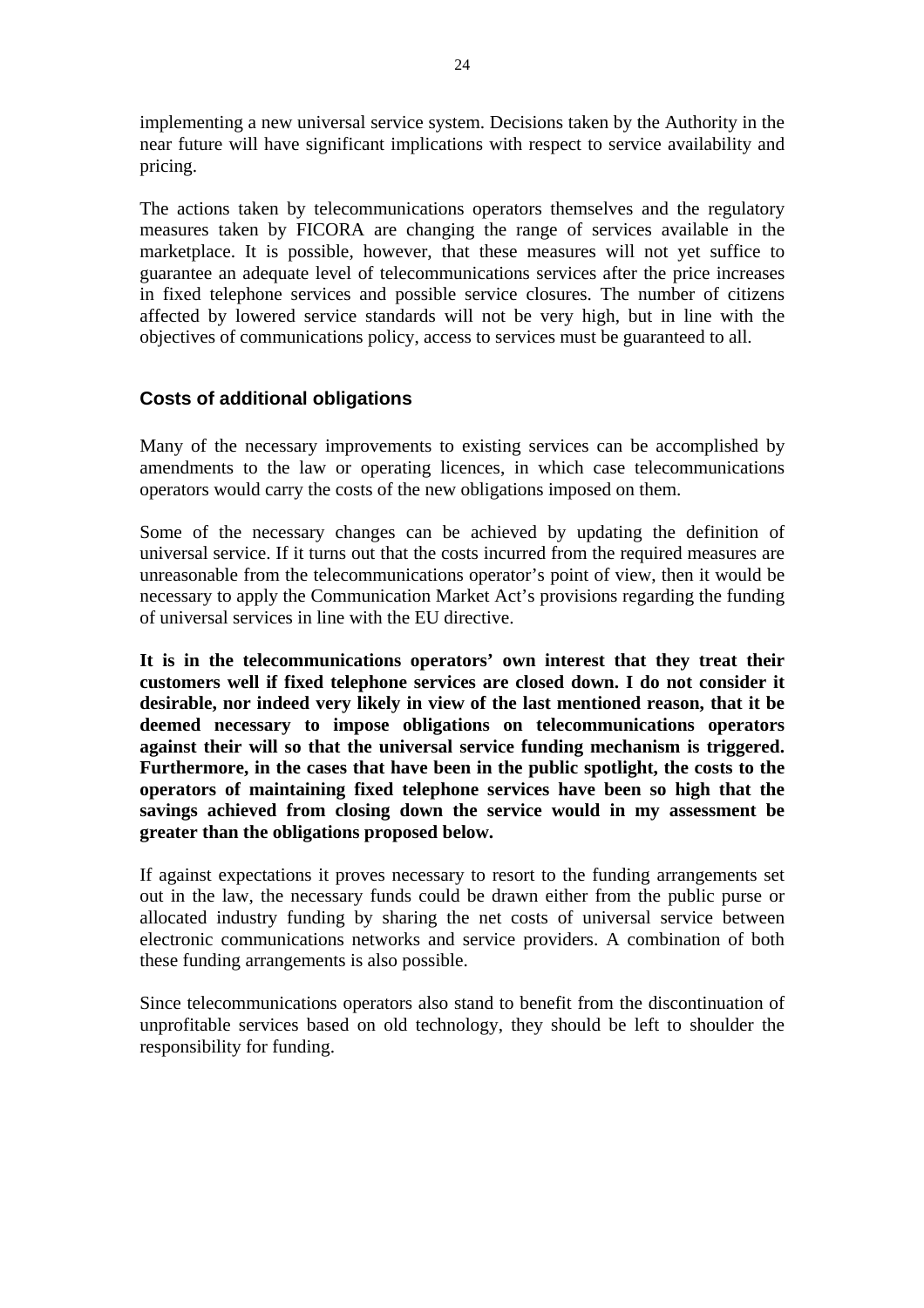implementing a new universal service system. Decisions taken by the Authority in the near future will have significant implications with respect to service availability and pricing.

The actions taken by telecommunications operators themselves and the regulatory measures taken by FICORA are changing the range of services available in the marketplace. It is possible, however, that these measures will not yet suffice to guarantee an adequate level of telecommunications services after the price increases in fixed telephone services and possible service closures. The number of citizens affected by lowered service standards will not be very high, but in line with the objectives of communications policy, access to services must be guaranteed to all.

### Costs of additional obligations

Many of the necessary improvements to existing services can be accomplished by amendments to the law or operating licences, in which case telecommunications operators would carry the costs of the new obligations imposed on them.

Some of the necessary changes can be achieved by updating the definition of universal service. If it turns out that the costs incurred from the required measures are unreasonable from the telecommunications operator's point of view, then it would be necessary to apply the Communication Market Act's provisions regarding the funding of universal services in line with the EU directive.

**It is in the telecommunications operators' own interest that they treat their customers well if fixed telephone services are closed down. I do not consider it desirable, nor indeed very likely in view of the last mentioned reason, that it be deemed necessary to impose obligations on telecommunications operators against their will so that the universal service funding mechanism is triggered. Furthermore, in the cases that have been in the public spotlight, the costs to the operators of maintaining fixed telephone services have been so high that the savings achieved from closing down the service would in my assessment be greater than the obligations proposed below.**

If against expectations it proves necessary to resort to the funding arrangements set out in the law, the necessary funds could be drawn either from the public purse or allocated industry funding by sharing the net costs of universal service between electronic communications networks and service providers. A combination of both these funding arrangements is also possible.

Since telecommunications operators also stand to benefit from the discontinuation of unprofitable services based on old technology, they should be left to shoulder the responsibility for funding.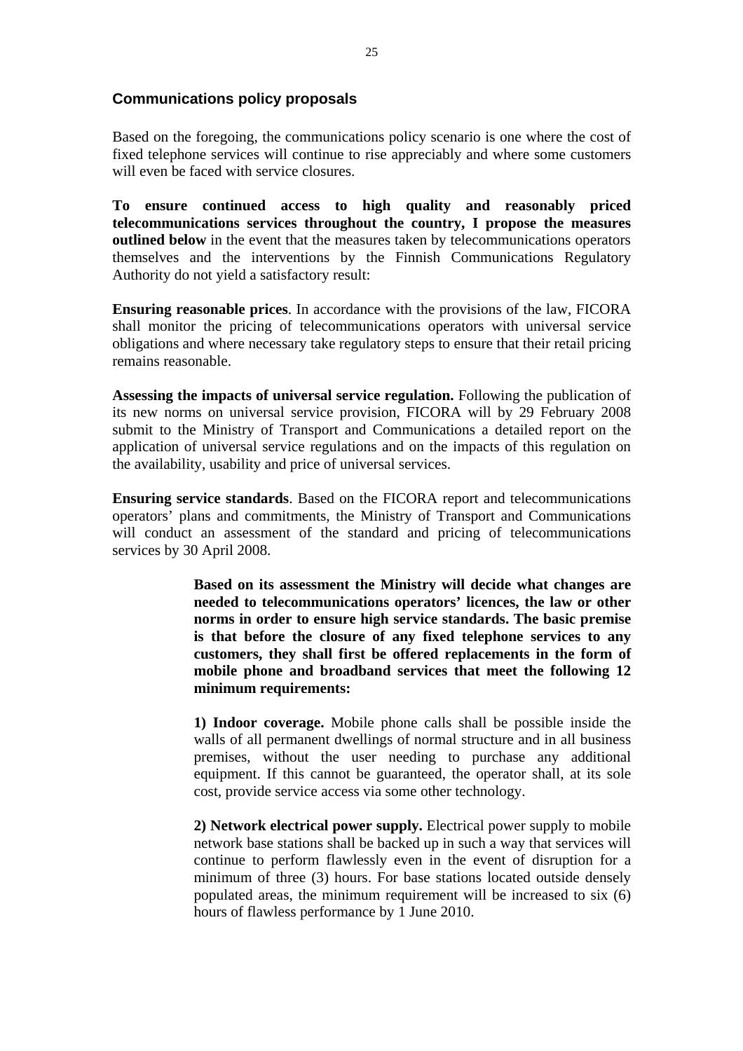## Communications policy proposals

Based on the foregoing, the communications policy scenario is one where the cost of fixed telephone services will continue to rise appreciably and where some customers will even be faced with service closures.

**To ensure continued access to high quality and reasonably priced telecommunications services throughout the country, I propose the measures outlined below** in the event that the measures taken by telecommunications operators themselves and the interventions by the Finnish Communications Regulatory Authority do not yield a satisfactory result:

**Ensuring reasonable prices**. In accordance with the provisions of the law, FICORA shall monitor the pricing of telecommunications operators with universal service obligations and where necessary take regulatory steps to ensure that their retail pricing remains reasonable.

**Assessing the impacts of universal service regulation.** Following the publication of its new norms on universal service provision, FICORA will by 29 February 2008 submit to the Ministry of Transport and Communications a detailed report on the application of universal service regulations and on the impacts of this regulation on the availability, usability and price of universal services.

**Ensuring service standards**. Based on the FICORA report and telecommunications operators' plans and commitments, the Ministry of Transport and Communications will conduct an assessment of the standard and pricing of telecommunications services by 30 April 2008.

> **Based on its assessment the Ministry will decide what changes are needed to telecommunications operators' licences, the law or other norms in order to ensure high service standards. The basic premise is that before the closure of any fixed telephone services to any customers, they shall first be offered replacements in the form of mobile phone and broadband services that meet the following 12 minimum requirements:**
>
> **1) Indoor coverage.** Mobile phone calls shall be possible inside the walls of all permanent dwellings of normal structure and in all business premises, without the user needing to purchase any additional equipment. If this cannot be guaranteed, the operator shall, at its sole cost, provide service access via some other technology.
>
> **2) Network electrical power supply.** Electrical power supply to mobile network base stations shall be backed up in such a way that services will continue to perform flawlessly even in the event of disruption for a minimum of three (3) hours. For base stations located outside densely populated areas, the minimum requirement will be increased to six (6) hours of flawless performance by 1 June 2010.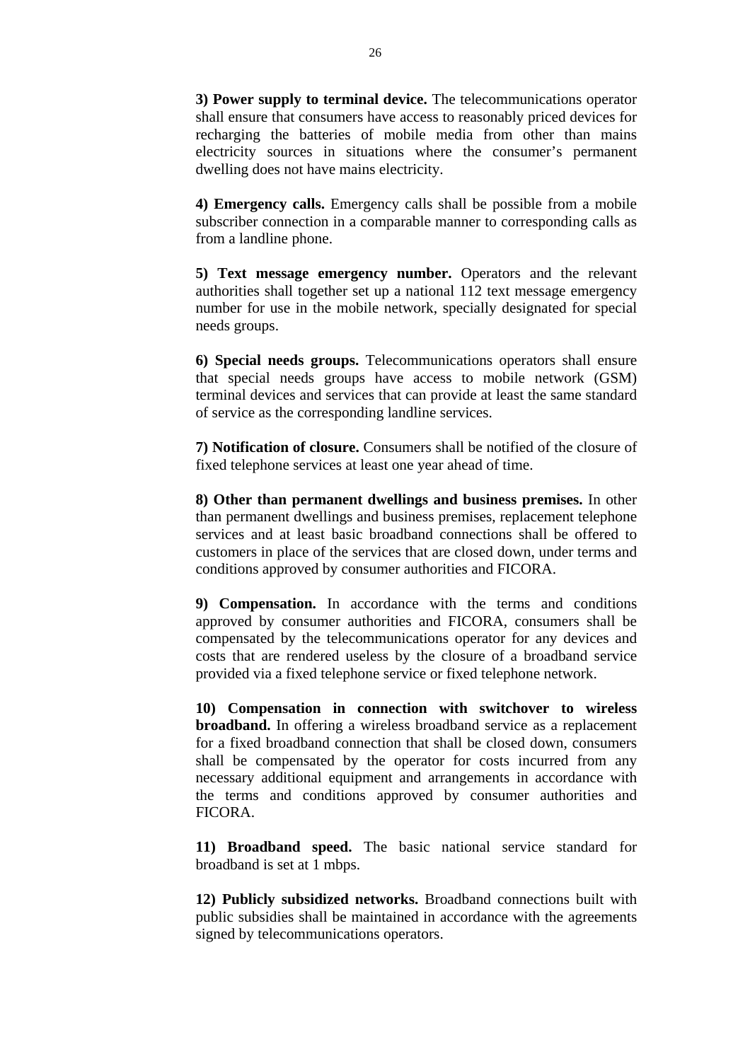**3) Power supply to terminal device.** The telecommunications operator shall ensure that consumers have access to reasonably priced devices for recharging the batteries of mobile media from other than mains electricity sources in situations where the consumer's permanent dwelling does not have mains electricity.

**4) Emergency calls.** Emergency calls shall be possible from a mobile subscriber connection in a comparable manner to corresponding calls as from a landline phone.

**5) Text message emergency number.** Operators and the relevant authorities shall together set up a national 112 text message emergency number for use in the mobile network, specially designated for special needs groups.

**6) Special needs groups.** Telecommunications operators shall ensure that special needs groups have access to mobile network (GSM) terminal devices and services that can provide at least the same standard of service as the corresponding landline services.

**7) Notification of closure.** Consumers shall be notified of the closure of fixed telephone services at least one year ahead of time.

**8) Other than permanent dwellings and business premises.** In other than permanent dwellings and business premises, replacement telephone services and at least basic broadband connections shall be offered to customers in place of the services that are closed down, under terms and conditions approved by consumer authorities and FICORA.

**9) Compensation.** In accordance with the terms and conditions approved by consumer authorities and FICORA, consumers shall be compensated by the telecommunications operator for any devices and costs that are rendered useless by the closure of a broadband service provided via a fixed telephone service or fixed telephone network.

**10) Compensation in connection with switchover to wireless broadband.** In offering a wireless broadband service as a replacement for a fixed broadband connection that shall be closed down, consumers shall be compensated by the operator for costs incurred from any necessary additional equipment and arrangements in accordance with the terms and conditions approved by consumer authorities and FICORA.

**11) Broadband speed.** The basic national service standard for broadband is set at 1 mbps.

**12) Publicly subsidized networks.** Broadband connections built with public subsidies shall be maintained in accordance with the agreements signed by telecommunications operators.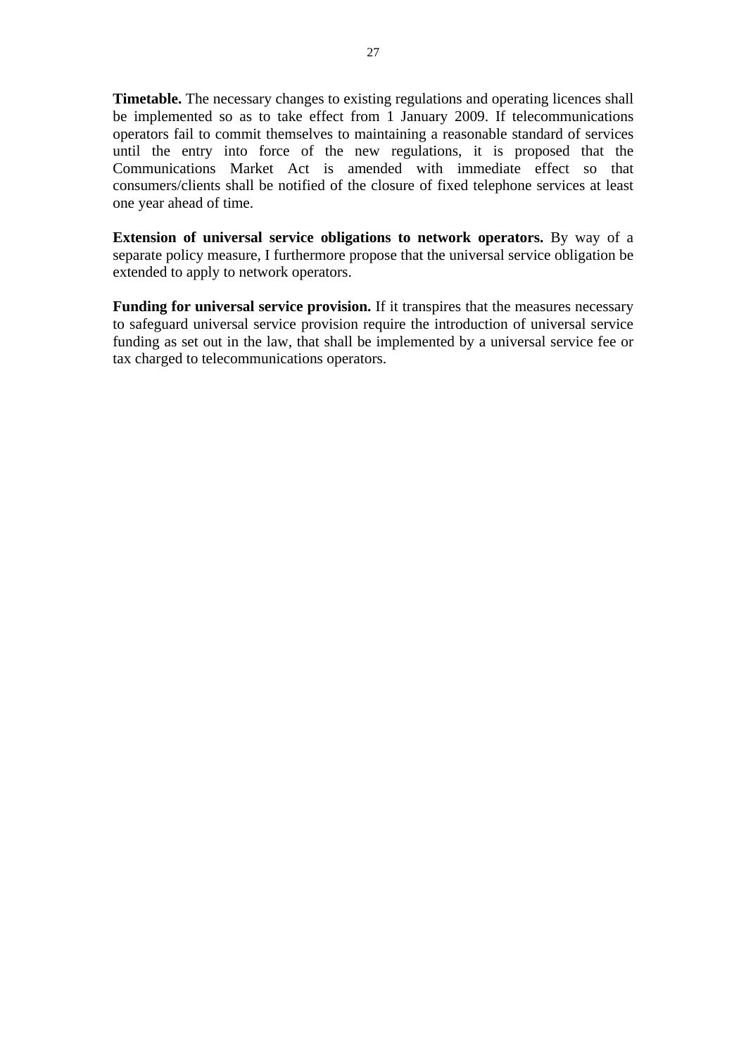**Timetable.** The necessary changes to existing regulations and operating licences shall be implemented so as to take effect from 1 January 2009. If telecommunications operators fail to commit themselves to maintaining a reasonable standard of services until the entry into force of the new regulations, it is proposed that the Communications Market Act is amended with immediate effect so that consumers/clients shall be notified of the closure of fixed telephone services at least one year ahead of time.

**Extension of universal service obligations to network operators.** By way of a separate policy measure, I furthermore propose that the universal service obligation be extended to apply to network operators.

**Funding for universal service provision.** If it transpires that the measures necessary to safeguard universal service provision require the introduction of universal service funding as set out in the law, that shall be implemented by a universal service fee or tax charged to telecommunications operators.